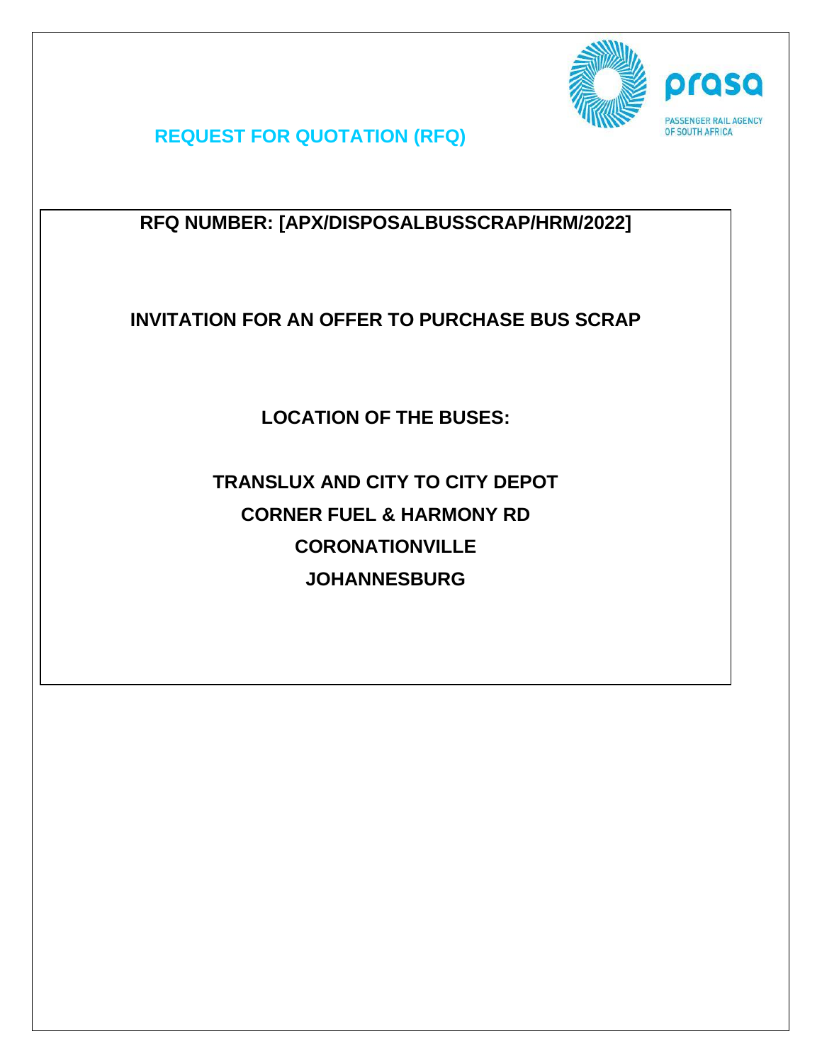# REQUEST FOR QUOTATION (RFQ)

prasa

PASSENGER RAIL AGENCY OF SOUTH AFRICA

**RFQ NUMBER: [APX/DISPOSALBUSSCRAP/HRM/2022]**

**INVITATION FOR AN OFFER TO PURCHASE BUS SCRAP**

**LOCATION OF THE BUSES:**

**TRANSLUX AND CITY TO CITY DEPOT**

**CORNER FUEL & HARMONY RD**

**CORONATIONVILLE**

**JOHANNESBURG**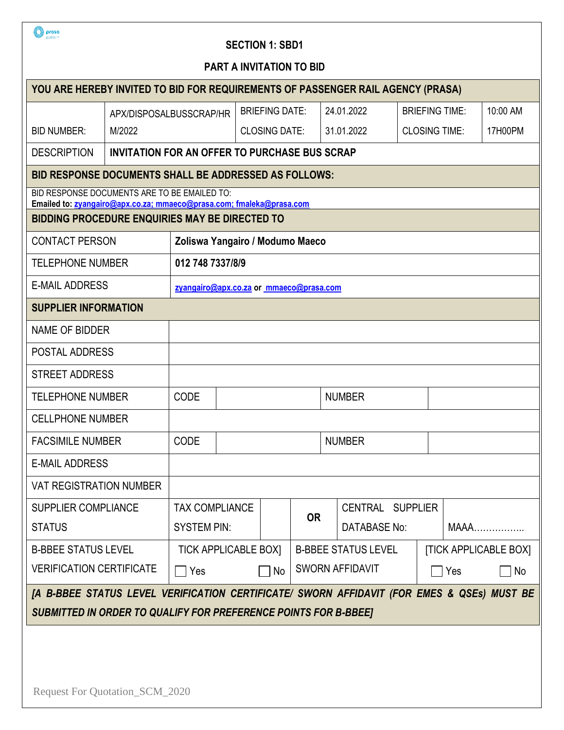## SECTION 1: SBD1

## PART A INVITATION TO BID

| YOU ARE HEREBY INVITED TO BID FOR REQUIREMENTS OF PASSENGER RAIL AGENCY (PRASA) | | | | | |
|---|---|---|---|---|---|
| BID NUMBER: | APX/DISPOSALBUSSCRAP/HRM/2022 | BRIEFING DATE: | 24.01.2022 | BRIEFING TIME: | 10:00 AM |
| | | CLOSING DATE: | 31.01.2022 | CLOSING TIME: | 17H00PM |
| DESCRIPTION | **INVITATION FOR AN OFFER TO PURCHASE BUS SCRAP** | | | | |

| **BID RESPONSE DOCUMENTS SHALL BE ADDRESSED AS FOLLOWS:** |
|---|
| BID RESPONSE DOCUMENTS ARE TO BE EMAILED TO:<br>**Emailed to: zyangairo@apx.co.za; mmaeco@prasa.com; fmaleka@prasa.com** |

| **BIDDING PROCEDURE ENQUIRIES MAY BE DIRECTED TO** | |
|---|---|
| CONTACT PERSON | **Zoliswa Yangairo / Modumo Maeco** |
| TELEPHONE NUMBER | **012 748 7337/8/9** |
| E-MAIL ADDRESS | **zyangairo@apx.co.za or mmaeco@prasa.com** |

| **SUPPLIER INFORMATION** | | | | | | |
|---|---|---|---|---|---|---|
| NAME OF BIDDER | | | | | | |
| POSTAL ADDRESS | | | | | | |
| STREET ADDRESS | | | | | | |
| TELEPHONE NUMBER | CODE | | NUMBER | | | |
| CELLPHONE NUMBER | | | | | | |
| FACSIMILE NUMBER | CODE | | NUMBER | | | |
| E-MAIL ADDRESS | | | | | | |
| VAT REGISTRATION NUMBER | | | | | | |
| SUPPLIER COMPLIANCE STATUS | TAX COMPLIANCE SYSTEM PIN: | | **OR** | CENTRAL SUPPLIER DATABASE No: | MAAA…………….. | |
| B-BBEE STATUS LEVEL VERIFICATION CERTIFICATE | TICK APPLICABLE BOX]<br>☐ Yes ☐ No | | B-BBEE STATUS LEVEL SWORN AFFIDAVIT | | [TICK APPLICABLE BOX]<br>☐ Yes ☐ No | |

***[A B-BBEE STATUS LEVEL VERIFICATION CERTIFICATE/ SWORN AFFIDAVIT (FOR EMES & QSEs) MUST BE SUBMITTED IN ORDER TO QUALIFY FOR PREFERENCE POINTS FOR B-BBEE]***

Request For Quotation_SCM_2020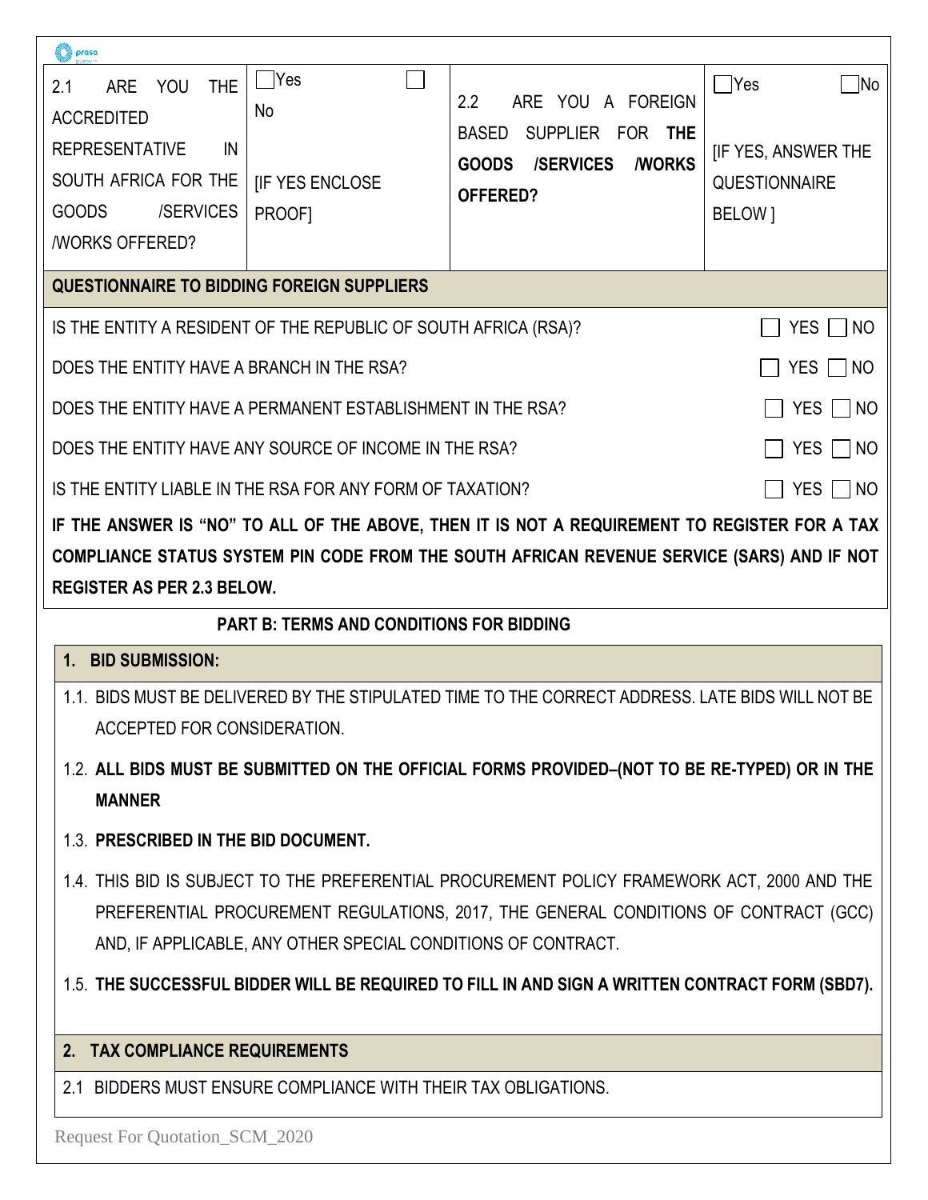| 2.1 ARE YOU THE ACCREDITED REPRESENTATIVE IN SOUTH AFRICA FOR THE GOODS /SERVICES /WORKS OFFERED? | ☐Yes ☐ No [IF YES ENCLOSE PROOF] | 2.2 ARE YOU A FOREIGN BASED SUPPLIER FOR **THE GOODS /SERVICES /WORKS OFFERED?** | ☐Yes ☐No [IF YES, ANSWER THE QUESTIONNAIRE BELOW ] |
|---|---|---|---|

**QUESTIONNAIRE TO BIDDING FOREIGN SUPPLIERS**

| | |
|---|---|
| IS THE ENTITY A RESIDENT OF THE REPUBLIC OF SOUTH AFRICA (RSA)? | ☐ YES ☐ NO |
| DOES THE ENTITY HAVE A BRANCH IN THE RSA? | ☐ YES ☐ NO |
| DOES THE ENTITY HAVE A PERMANENT ESTABLISHMENT IN THE RSA? | ☐ YES ☐ NO |
| DOES THE ENTITY HAVE ANY SOURCE OF INCOME IN THE RSA? | ☐ YES ☐ NO |
| IS THE ENTITY LIABLE IN THE RSA FOR ANY FORM OF TAXATION? | ☐ YES ☐ NO |

**IF THE ANSWER IS "NO" TO ALL OF THE ABOVE, THEN IT IS NOT A REQUIREMENT TO REGISTER FOR A TAX COMPLIANCE STATUS SYSTEM PIN CODE FROM THE SOUTH AFRICAN REVENUE SERVICE (SARS) AND IF NOT REGISTER AS PER 2.3 BELOW.**

## PART B: TERMS AND CONDITIONS FOR BIDDING

### 1. BID SUBMISSION:

1.1. BIDS MUST BE DELIVERED BY THE STIPULATED TIME TO THE CORRECT ADDRESS. LATE BIDS WILL NOT BE ACCEPTED FOR CONSIDERATION.

1.2. **ALL BIDS MUST BE SUBMITTED ON THE OFFICIAL FORMS PROVIDED–(NOT TO BE RE-TYPED) OR IN THE MANNER**

1.3. **PRESCRIBED IN THE BID DOCUMENT.**

1.4. THIS BID IS SUBJECT TO THE PREFERENTIAL PROCUREMENT POLICY FRAMEWORK ACT, 2000 AND THE PREFERENTIAL PROCUREMENT REGULATIONS, 2017, THE GENERAL CONDITIONS OF CONTRACT (GCC) AND, IF APPLICABLE, ANY OTHER SPECIAL CONDITIONS OF CONTRACT.

1.5. **THE SUCCESSFUL BIDDER WILL BE REQUIRED TO FILL IN AND SIGN A WRITTEN CONTRACT FORM (SBD7).**

### 2. TAX COMPLIANCE REQUIREMENTS

2.1 BIDDERS MUST ENSURE COMPLIANCE WITH THEIR TAX OBLIGATIONS.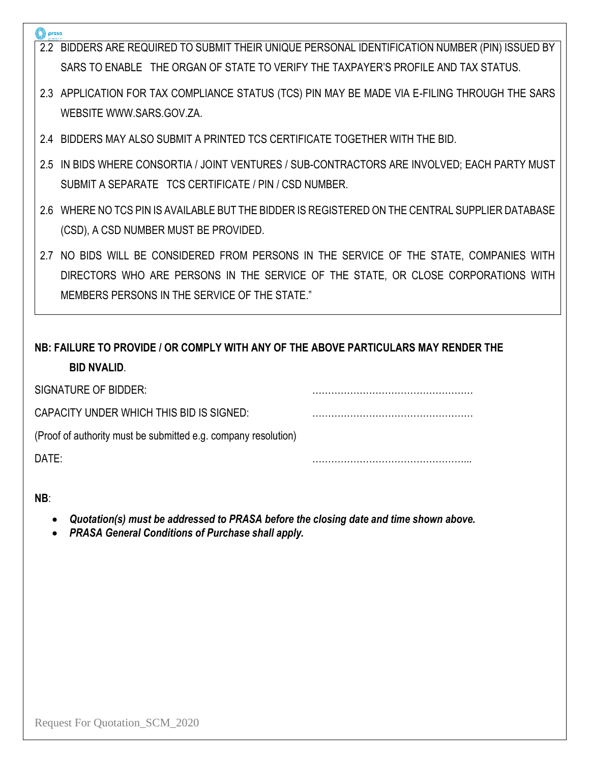2.2 BIDDERS ARE REQUIRED TO SUBMIT THEIR UNIQUE PERSONAL IDENTIFICATION NUMBER (PIN) ISSUED BY SARS TO ENABLE THE ORGAN OF STATE TO VERIFY THE TAXPAYER'S PROFILE AND TAX STATUS.

2.3 APPLICATION FOR TAX COMPLIANCE STATUS (TCS) PIN MAY BE MADE VIA E-FILING THROUGH THE SARS WEBSITE WWW.SARS.GOV.ZA.

2.4 BIDDERS MAY ALSO SUBMIT A PRINTED TCS CERTIFICATE TOGETHER WITH THE BID.

2.5 IN BIDS WHERE CONSORTIA / JOINT VENTURES / SUB-CONTRACTORS ARE INVOLVED; EACH PARTY MUST SUBMIT A SEPARATE TCS CERTIFICATE / PIN / CSD NUMBER.

2.6 WHERE NO TCS PIN IS AVAILABLE BUT THE BIDDER IS REGISTERED ON THE CENTRAL SUPPLIER DATABASE (CSD), A CSD NUMBER MUST BE PROVIDED.

2.7 NO BIDS WILL BE CONSIDERED FROM PERSONS IN THE SERVICE OF THE STATE, COMPANIES WITH DIRECTORS WHO ARE PERSONS IN THE SERVICE OF THE STATE, OR CLOSE CORPORATIONS WITH MEMBERS PERSONS IN THE SERVICE OF THE STATE."

**NB: FAILURE TO PROVIDE / OR COMPLY WITH ANY OF THE ABOVE PARTICULARS MAY RENDER THE BID NVALID**.

SIGNATURE OF BIDDER: ……………………………………………

CAPACITY UNDER WHICH THIS BID IS SIGNED: ……………………………………………

(Proof of authority must be submitted e.g. company resolution)

DATE: …………………………………………...

**NB**:

- ***Quotation(s) must be addressed to PRASA before the closing date and time shown above.***
- ***PRASA General Conditions of Purchase shall apply.***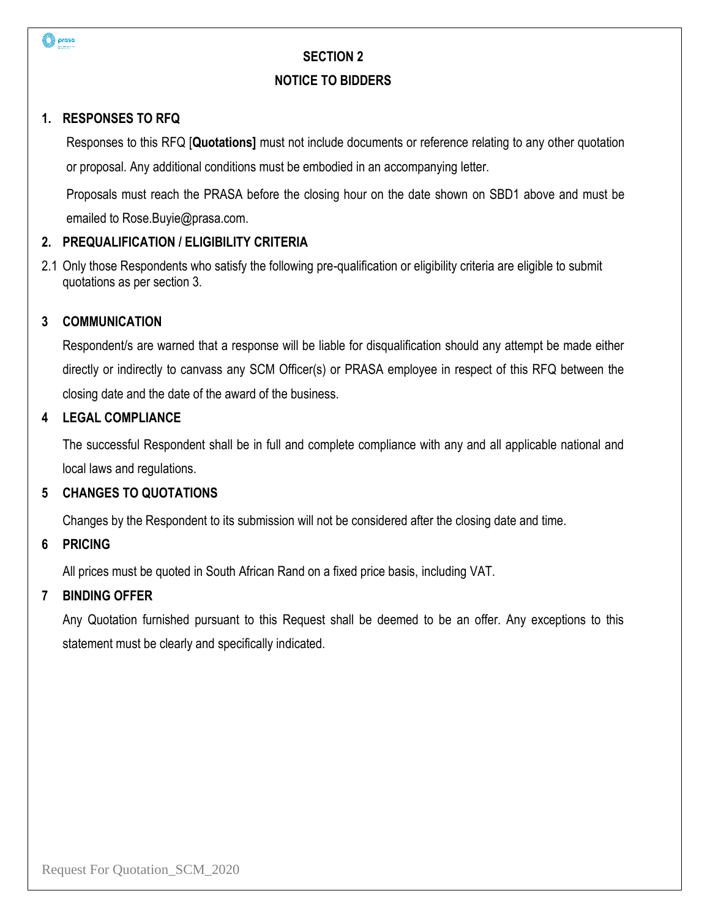## SECTION 2

## NOTICE TO BIDDERS

### 1. RESPONSES TO RFQ

Responses to this RFQ [**Quotations]** must not include documents or reference relating to any other quotation or proposal. Any additional conditions must be embodied in an accompanying letter.

Proposals must reach the PRASA before the closing hour on the date shown on SBD1 above and must be emailed to Rose.Buyie@prasa.com.

### 2. PREQUALIFICATION / ELIGIBILITY CRITERIA

2.1 Only those Respondents who satisfy the following pre-qualification or eligibility criteria are eligible to submit quotations as per section 3.

### 3 COMMUNICATION

Respondent/s are warned that a response will be liable for disqualification should any attempt be made either directly or indirectly to canvass any SCM Officer(s) or PRASA employee in respect of this RFQ between the closing date and the date of the award of the business.

### 4 LEGAL COMPLIANCE

The successful Respondent shall be in full and complete compliance with any and all applicable national and local laws and regulations.

### 5 CHANGES TO QUOTATIONS

Changes by the Respondent to its submission will not be considered after the closing date and time.

### 6 PRICING

All prices must be quoted in South African Rand on a fixed price basis, including VAT.

### 7 BINDING OFFER

Any Quotation furnished pursuant to this Request shall be deemed to be an offer. Any exceptions to this statement must be clearly and specifically indicated.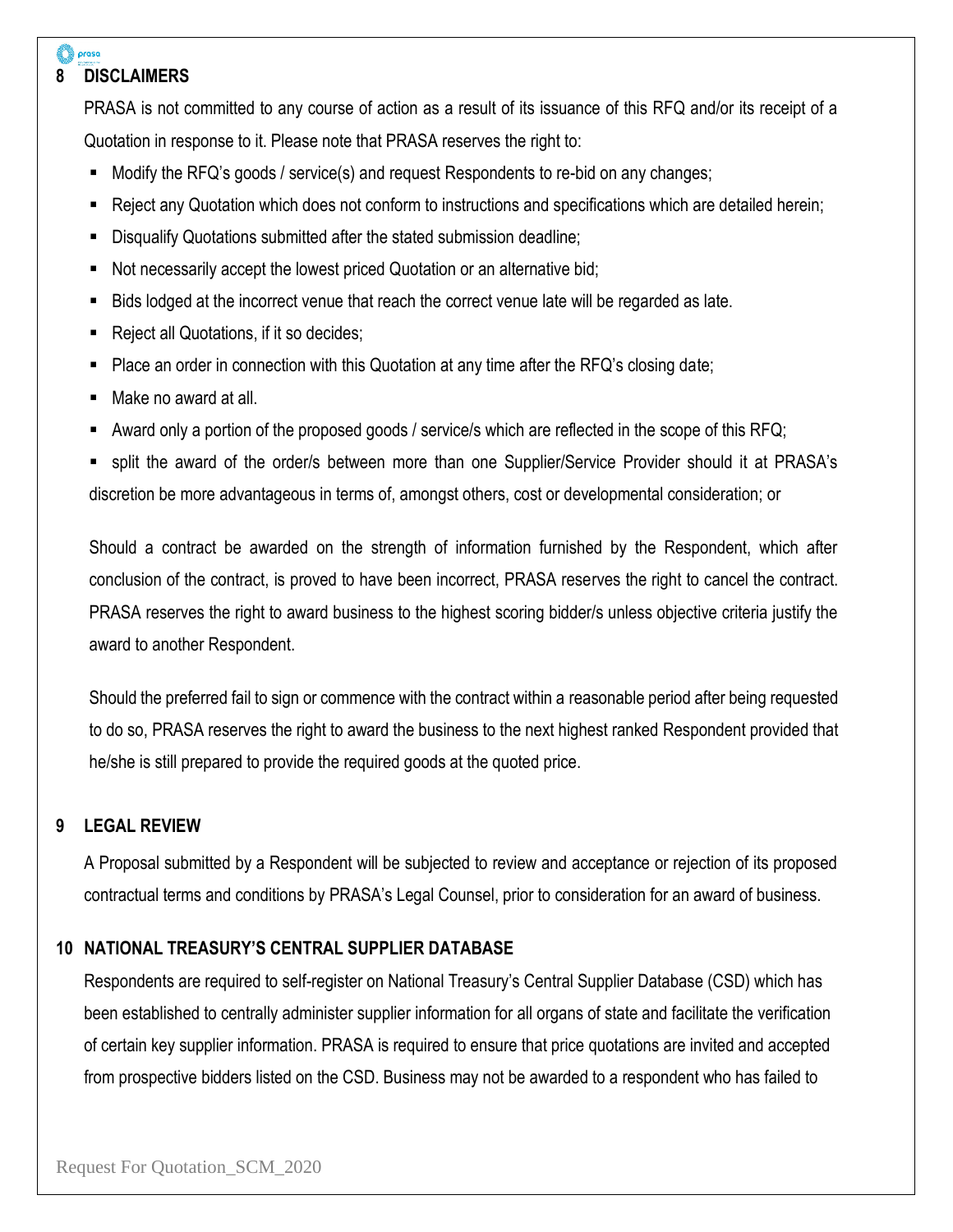## 8 DISCLAIMERS

PRASA is not committed to any course of action as a result of its issuance of this RFQ and/or its receipt of a Quotation in response to it. Please note that PRASA reserves the right to:

- Modify the RFQ's goods / service(s) and request Respondents to re-bid on any changes;
- Reject any Quotation which does not conform to instructions and specifications which are detailed herein;
- Disqualify Quotations submitted after the stated submission deadline;
- Not necessarily accept the lowest priced Quotation or an alternative bid;
- Bids lodged at the incorrect venue that reach the correct venue late will be regarded as late.
- Reject all Quotations, if it so decides;
- Place an order in connection with this Quotation at any time after the RFQ's closing date;
- Make no award at all.
- Award only a portion of the proposed goods / service/s which are reflected in the scope of this RFQ;
- split the award of the order/s between more than one Supplier/Service Provider should it at PRASA's discretion be more advantageous in terms of, amongst others, cost or developmental consideration; or

Should a contract be awarded on the strength of information furnished by the Respondent, which after conclusion of the contract, is proved to have been incorrect, PRASA reserves the right to cancel the contract. PRASA reserves the right to award business to the highest scoring bidder/s unless objective criteria justify the award to another Respondent.

Should the preferred fail to sign or commence with the contract within a reasonable period after being requested to do so, PRASA reserves the right to award the business to the next highest ranked Respondent provided that he/she is still prepared to provide the required goods at the quoted price.

## 9 LEGAL REVIEW

A Proposal submitted by a Respondent will be subjected to review and acceptance or rejection of its proposed contractual terms and conditions by PRASA's Legal Counsel, prior to consideration for an award of business.

## 10 NATIONAL TREASURY'S CENTRAL SUPPLIER DATABASE

Respondents are required to self-register on National Treasury's Central Supplier Database (CSD) which has been established to centrally administer supplier information for all organs of state and facilitate the verification of certain key supplier information. PRASA is required to ensure that price quotations are invited and accepted from prospective bidders listed on the CSD. Business may not be awarded to a respondent who has failed to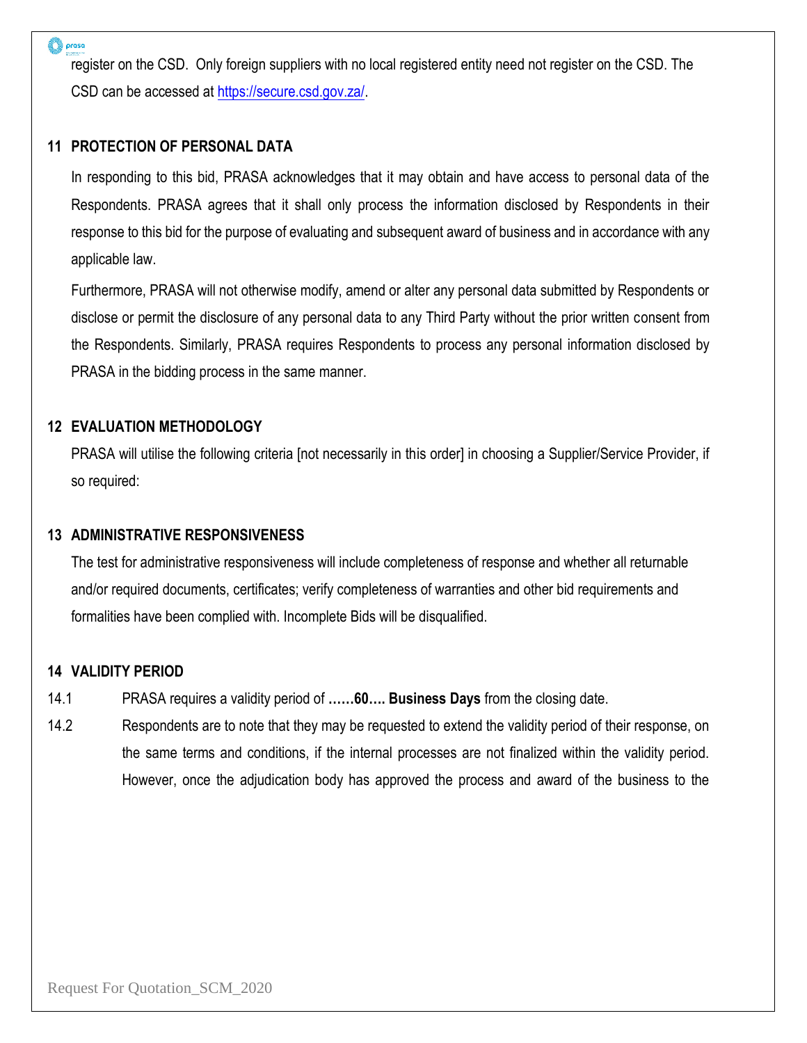register on the CSD. Only foreign suppliers with no local registered entity need not register on the CSD. The CSD can be accessed at https://secure.csd.gov.za/.

## 11 PROTECTION OF PERSONAL DATA

In responding to this bid, PRASA acknowledges that it may obtain and have access to personal data of the Respondents. PRASA agrees that it shall only process the information disclosed by Respondents in their response to this bid for the purpose of evaluating and subsequent award of business and in accordance with any applicable law.

Furthermore, PRASA will not otherwise modify, amend or alter any personal data submitted by Respondents or disclose or permit the disclosure of any personal data to any Third Party without the prior written consent from the Respondents. Similarly, PRASA requires Respondents to process any personal information disclosed by PRASA in the bidding process in the same manner.

## 12 EVALUATION METHODOLOGY

PRASA will utilise the following criteria [not necessarily in this order] in choosing a Supplier/Service Provider, if so required:

## 13 ADMINISTRATIVE RESPONSIVENESS

The test for administrative responsiveness will include completeness of response and whether all returnable and/or required documents, certificates; verify completeness of warranties and other bid requirements and formalities have been complied with. Incomplete Bids will be disqualified.

## 14 VALIDITY PERIOD

14.1 PRASA requires a validity period of **……60…. Business Days** from the closing date.

14.2 Respondents are to note that they may be requested to extend the validity period of their response, on the same terms and conditions, if the internal processes are not finalized within the validity period. However, once the adjudication body has approved the process and award of the business to the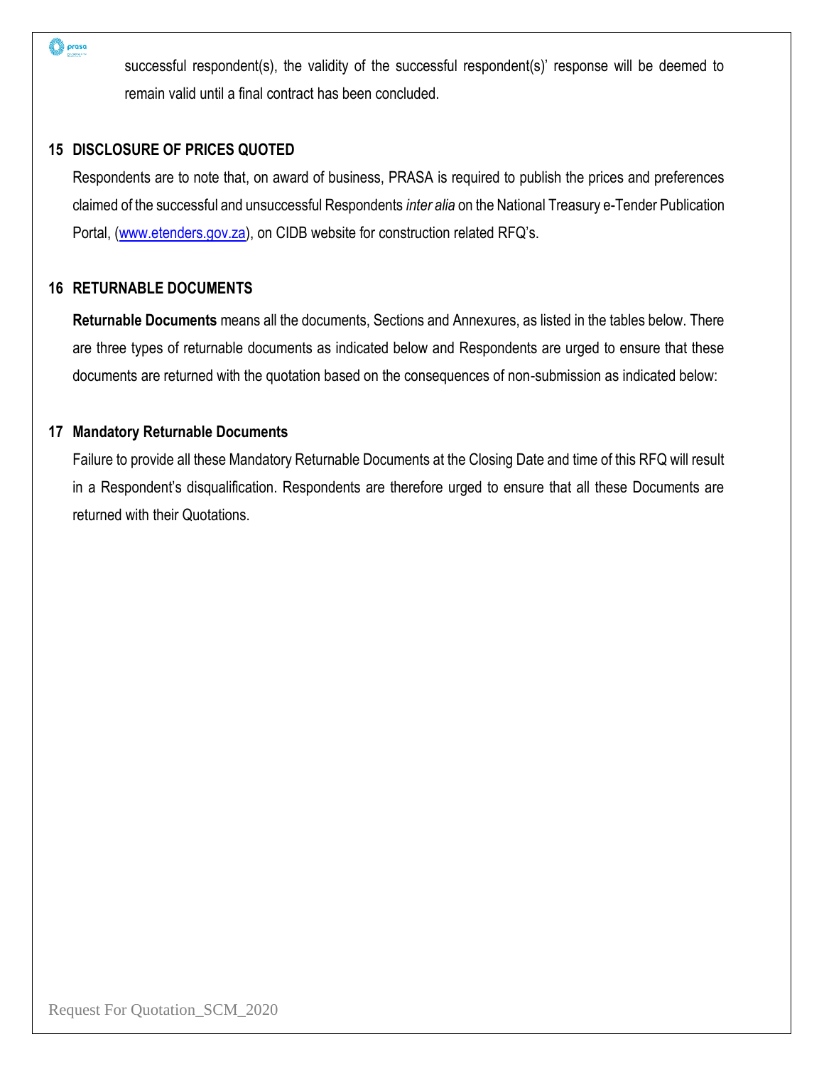successful respondent(s), the validity of the successful respondent(s)' response will be deemed to remain valid until a final contract has been concluded.

## 15 DISCLOSURE OF PRICES QUOTED

Respondents are to note that, on award of business, PRASA is required to publish the prices and preferences claimed of the successful and unsuccessful Respondents *inter alia* on the National Treasury e-Tender Publication Portal, (www.etenders.gov.za), on CIDB website for construction related RFQ's.

## 16 RETURNABLE DOCUMENTS

**Returnable Documents** means all the documents, Sections and Annexures, as listed in the tables below. There are three types of returnable documents as indicated below and Respondents are urged to ensure that these documents are returned with the quotation based on the consequences of non-submission as indicated below:

## 17 Mandatory Returnable Documents

Failure to provide all these Mandatory Returnable Documents at the Closing Date and time of this RFQ will result in a Respondent's disqualification. Respondents are therefore urged to ensure that all these Documents are returned with their Quotations.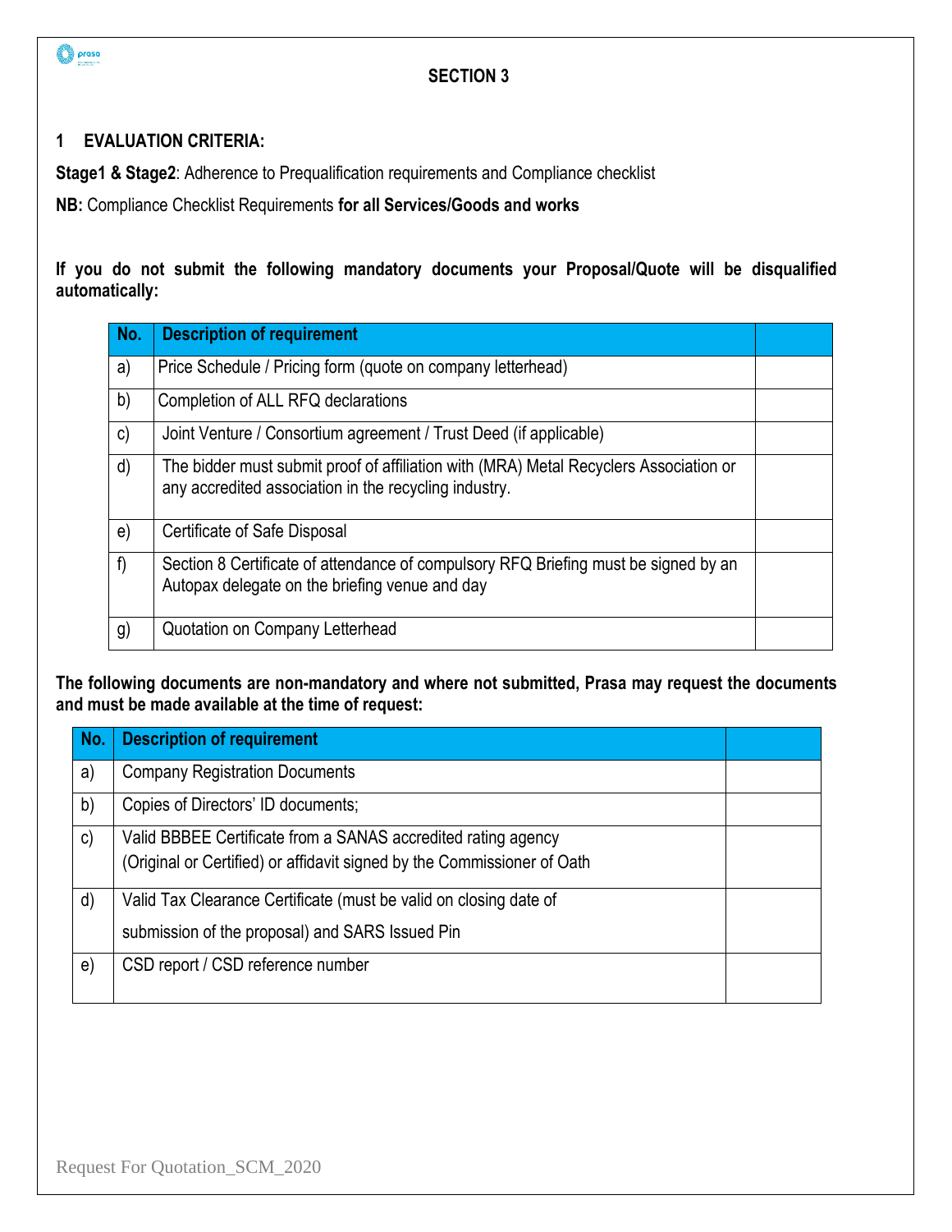## SECTION 3

### 1 EVALUATION CRITERIA:

**Stage1 & Stage2**: Adherence to Prequalification requirements and Compliance checklist

**NB:** Compliance Checklist Requirements **for all Services/Goods and works**

**If you do not submit the following mandatory documents your Proposal/Quote will be disqualified automatically:**

| No. | Description of requirement | |
|---|---|---|
| a) | Price Schedule / Pricing form (quote on company letterhead) | |
| b) | Completion of ALL RFQ declarations | |
| c) | Joint Venture / Consortium agreement / Trust Deed (if applicable) | |
| d) | The bidder must submit proof of affiliation with (MRA) Metal Recyclers Association or any accredited association in the recycling industry. | |
| e) | Certificate of Safe Disposal | |
| f) | Section 8 Certificate of attendance of compulsory RFQ Briefing must be signed by an Autopax delegate on the briefing venue and day | |
| g) | Quotation on Company Letterhead | |

**The following documents are non-mandatory and where not submitted, Prasa may request the documents and must be made available at the time of request:**

| No. | Description of requirement | |
|---|---|---|
| a) | Company Registration Documents | |
| b) | Copies of Directors' ID documents; | |
| c) | Valid BBBEE Certificate from a SANAS accredited rating agency (Original or Certified) or affidavit signed by the Commissioner of Oath | |
| d) | Valid Tax Clearance Certificate (must be valid on closing date of submission of the proposal) and SARS Issued Pin | |
| e) | CSD report / CSD reference number | |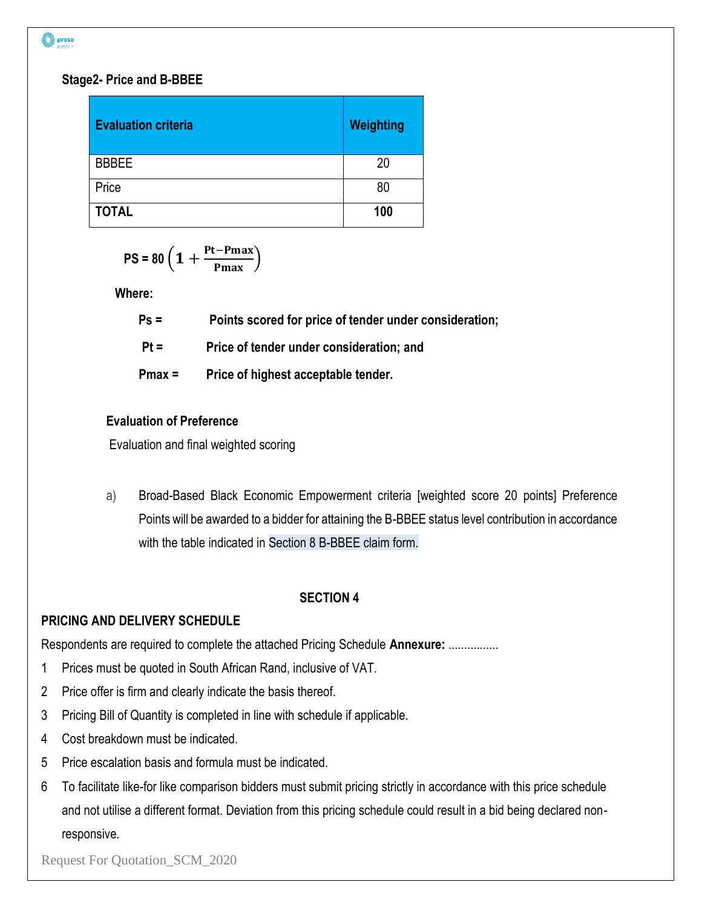**Stage2- Price and B-BBEE**

| Evaluation criteria | Weighting |
|---|---|
| BBBEE | 20 |
| Price | 80 |
| **TOTAL** | **100** |

$$PS = 80\left(1 + \frac{Pt - Pmax}{Pmax}\right)$$

**Where:**

**Ps =** **Points scored for price of tender under consideration;**

**Pt =** **Price of tender under consideration; and**

**Pmax =** **Price of highest acceptable tender.**

**Evaluation of Preference**

Evaluation and final weighted scoring

a) Broad-Based Black Economic Empowerment criteria [weighted score 20 points] Preference Points will be awarded to a bidder for attaining the B-BBEE status level contribution in accordance with the table indicated in Section 8 B-BBEE claim form.

## SECTION 4

### PRICING AND DELIVERY SCHEDULE

Respondents are required to complete the attached Pricing Schedule **Annexure:** ................

1. Prices must be quoted in South African Rand, inclusive of VAT.
2. Price offer is firm and clearly indicate the basis thereof.
3. Pricing Bill of Quantity is completed in line with schedule if applicable.
4. Cost breakdown must be indicated.
5. Price escalation basis and formula must be indicated.
6. To facilitate like-for like comparison bidders must submit pricing strictly in accordance with this price schedule and not utilise a different format. Deviation from this pricing schedule could result in a bid being declared non-responsive.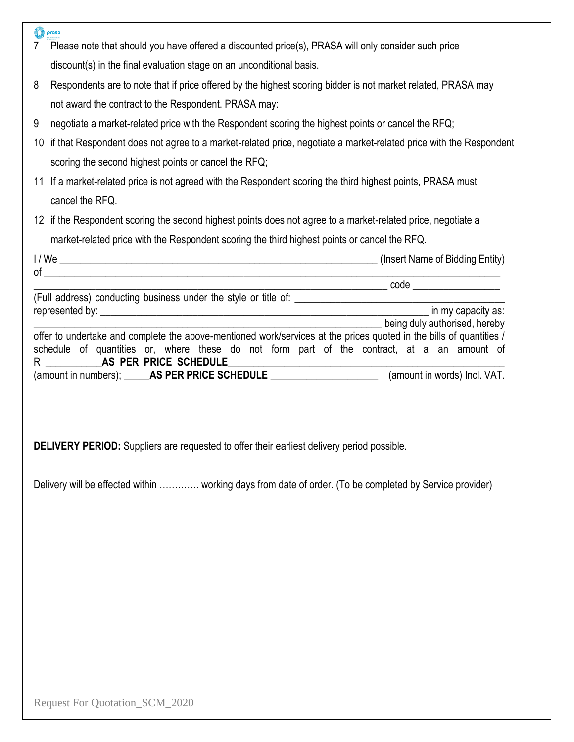7 Please note that should you have offered a discounted price(s), PRASA will only consider such price discount(s) in the final evaluation stage on an unconditional basis.

8 Respondents are to note that if price offered by the highest scoring bidder is not market related, PRASA may not award the contract to the Respondent. PRASA may:

9 negotiate a market-related price with the Respondent scoring the highest points or cancel the RFQ;

10 if that Respondent does not agree to a market-related price, negotiate a market-related price with the Respondent scoring the second highest points or cancel the RFQ;

11 If a market-related price is not agreed with the Respondent scoring the third highest points, PRASA must cancel the RFQ.

12 if the Respondent scoring the second highest points does not agree to a market-related price, negotiate a market-related price with the Respondent scoring the third highest points or cancel the RFQ.

I / We ____________________________________________________________ (Insert Name of Bidding Entity) of _____________________________________________________________________________________
____________________________________________________________________ code ________________
(Full address) conducting business under the style or title of: ________________________________________
represented by: ______________________________________________________________ in my capacity as: ____________________________________________________________________ being duly authorised, hereby offer to undertake and complete the above-mentioned work/services at the prices quoted in the bills of quantities / schedule of quantities or, where these do not form part of the contract, at a an amount of R __________**AS PER PRICE SCHEDULE**_____________________________________________
(amount in numbers); _____**AS PER PRICE SCHEDULE** ____________________ (amount in words) Incl. VAT.

**DELIVERY PERIOD:** Suppliers are requested to offer their earliest delivery period possible.

Delivery will be effected within …………. working days from date of order. (To be completed by Service provider)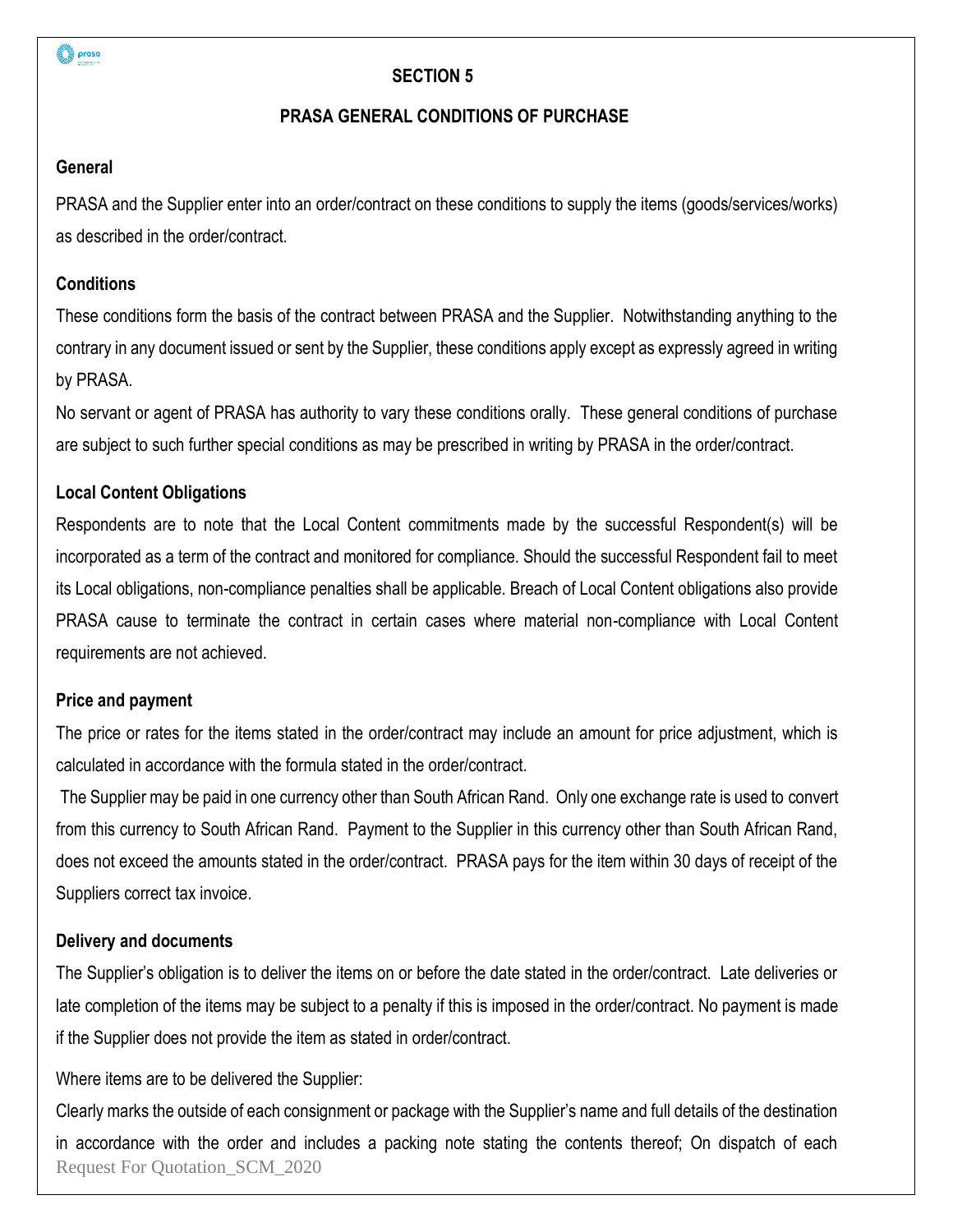**SECTION 5**

**PRASA GENERAL CONDITIONS OF PURCHASE**

**General**

PRASA and the Supplier enter into an order/contract on these conditions to supply the items (goods/services/works) as described in the order/contract.

**Conditions**

These conditions form the basis of the contract between PRASA and the Supplier. Notwithstanding anything to the contrary in any document issued or sent by the Supplier, these conditions apply except as expressly agreed in writing by PRASA.

No servant or agent of PRASA has authority to vary these conditions orally. These general conditions of purchase are subject to such further special conditions as may be prescribed in writing by PRASA in the order/contract.

**Local Content Obligations**

Respondents are to note that the Local Content commitments made by the successful Respondent(s) will be incorporated as a term of the contract and monitored for compliance. Should the successful Respondent fail to meet its Local obligations, non-compliance penalties shall be applicable. Breach of Local Content obligations also provide PRASA cause to terminate the contract in certain cases where material non-compliance with Local Content requirements are not achieved.

**Price and payment**

The price or rates for the items stated in the order/contract may include an amount for price adjustment, which is calculated in accordance with the formula stated in the order/contract.

The Supplier may be paid in one currency other than South African Rand. Only one exchange rate is used to convert from this currency to South African Rand. Payment to the Supplier in this currency other than South African Rand, does not exceed the amounts stated in the order/contract. PRASA pays for the item within 30 days of receipt of the Suppliers correct tax invoice.

**Delivery and documents**

The Supplier's obligation is to deliver the items on or before the date stated in the order/contract. Late deliveries or late completion of the items may be subject to a penalty if this is imposed in the order/contract. No payment is made if the Supplier does not provide the item as stated in order/contract.

Where items are to be delivered the Supplier:

Clearly marks the outside of each consignment or package with the Supplier's name and full details of the destination in accordance with the order and includes a packing note stating the contents thereof; On dispatch of each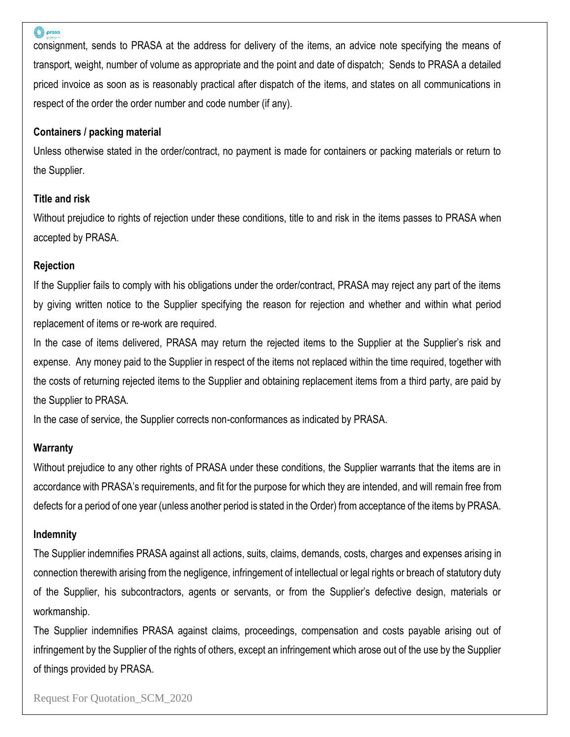consignment, sends to PRASA at the address for delivery of the items, an advice note specifying the means of transport, weight, number of volume as appropriate and the point and date of dispatch; Sends to PRASA a detailed priced invoice as soon as is reasonably practical after dispatch of the items, and states on all communications in respect of the order the order number and code number (if any).

**Containers / packing material**

Unless otherwise stated in the order/contract, no payment is made for containers or packing materials or return to the Supplier.

**Title and risk**

Without prejudice to rights of rejection under these conditions, title to and risk in the items passes to PRASA when accepted by PRASA.

**Rejection**

If the Supplier fails to comply with his obligations under the order/contract, PRASA may reject any part of the items by giving written notice to the Supplier specifying the reason for rejection and whether and within what period replacement of items or re-work are required.

In the case of items delivered, PRASA may return the rejected items to the Supplier at the Supplier's risk and expense. Any money paid to the Supplier in respect of the items not replaced within the time required, together with the costs of returning rejected items to the Supplier and obtaining replacement items from a third party, are paid by the Supplier to PRASA.

In the case of service, the Supplier corrects non-conformances as indicated by PRASA.

**Warranty**

Without prejudice to any other rights of PRASA under these conditions, the Supplier warrants that the items are in accordance with PRASA's requirements, and fit for the purpose for which they are intended, and will remain free from defects for a period of one year (unless another period is stated in the Order) from acceptance of the items by PRASA.

**Indemnity**

The Supplier indemnifies PRASA against all actions, suits, claims, demands, costs, charges and expenses arising in connection therewith arising from the negligence, infringement of intellectual or legal rights or breach of statutory duty of the Supplier, his subcontractors, agents or servants, or from the Supplier's defective design, materials or workmanship.

The Supplier indemnifies PRASA against claims, proceedings, compensation and costs payable arising out of infringement by the Supplier of the rights of others, except an infringement which arose out of the use by the Supplier of things provided by PRASA.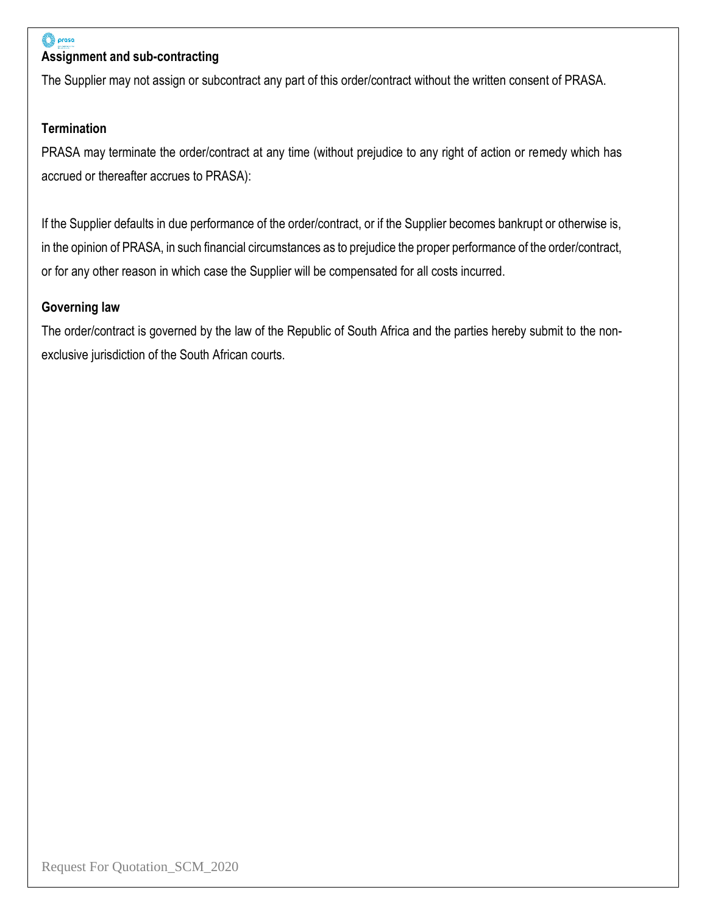**Assignment and sub-contracting**

The Supplier may not assign or subcontract any part of this order/contract without the written consent of PRASA.

**Termination**

PRASA may terminate the order/contract at any time (without prejudice to any right of action or remedy which has accrued or thereafter accrues to PRASA):

If the Supplier defaults in due performance of the order/contract, or if the Supplier becomes bankrupt or otherwise is, in the opinion of PRASA, in such financial circumstances as to prejudice the proper performance of the order/contract, or for any other reason in which case the Supplier will be compensated for all costs incurred.

**Governing law**

The order/contract is governed by the law of the Republic of South Africa and the parties hereby submit to the non-exclusive jurisdiction of the South African courts.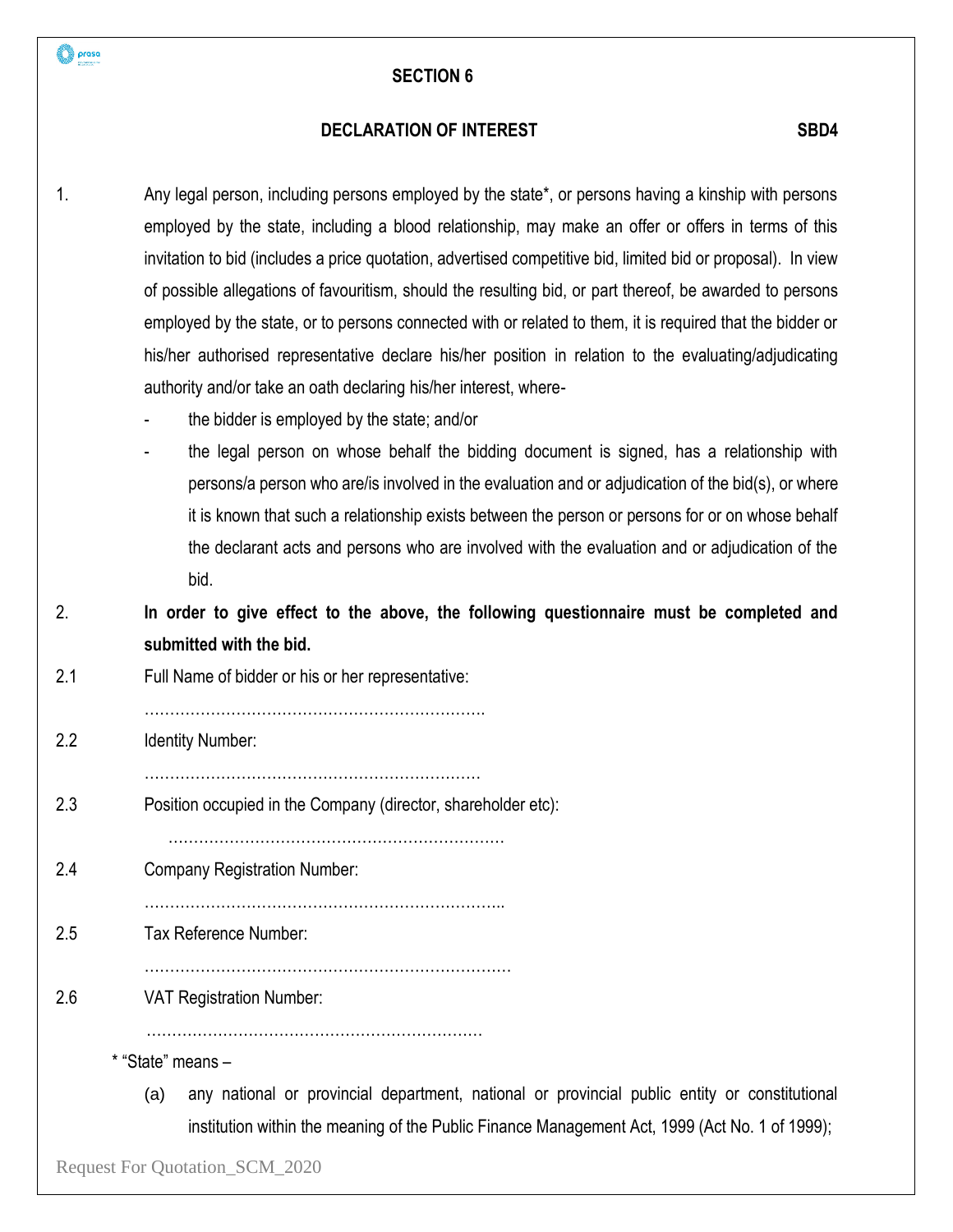## SECTION 6

**DECLARATION OF INTEREST** **SBD4**

1. Any legal person, including persons employed by the state*, or persons having a kinship with persons employed by the state, including a blood relationship, may make an offer or offers in terms of this invitation to bid (includes a price quotation, advertised competitive bid, limited bid or proposal). In view of possible allegations of favouritism, should the resulting bid, or part thereof, be awarded to persons employed by the state, or to persons connected with or related to them, it is required that the bidder or his/her authorised representative declare his/her position in relation to the evaluating/adjudicating authority and/or take an oath declaring his/her interest, where-
   - the bidder is employed by the state; and/or
   - the legal person on whose behalf the bidding document is signed, has a relationship with persons/a person who are/is involved in the evaluation and or adjudication of the bid(s), or where it is known that such a relationship exists between the person or persons for or on whose behalf the declarant acts and persons who are involved with the evaluation and or adjudication of the bid.

2. **In order to give effect to the above, the following questionnaire must be completed and submitted with the bid.**

2.1 Full Name of bidder or his or her representative:

…………………………………………………………

2.2 Identity Number:

…………………………………………………………

2.3 Position occupied in the Company (director, shareholder etc):

…………………………………………………………

2.4 Company Registration Number:

…………………………………………………………

2.5 Tax Reference Number:

…………………………………………………………

2.6 VAT Registration Number:

…………………………………………………………

* "State" means –

(a) any national or provincial department, national or provincial public entity or constitutional institution within the meaning of the Public Finance Management Act, 1999 (Act No. 1 of 1999);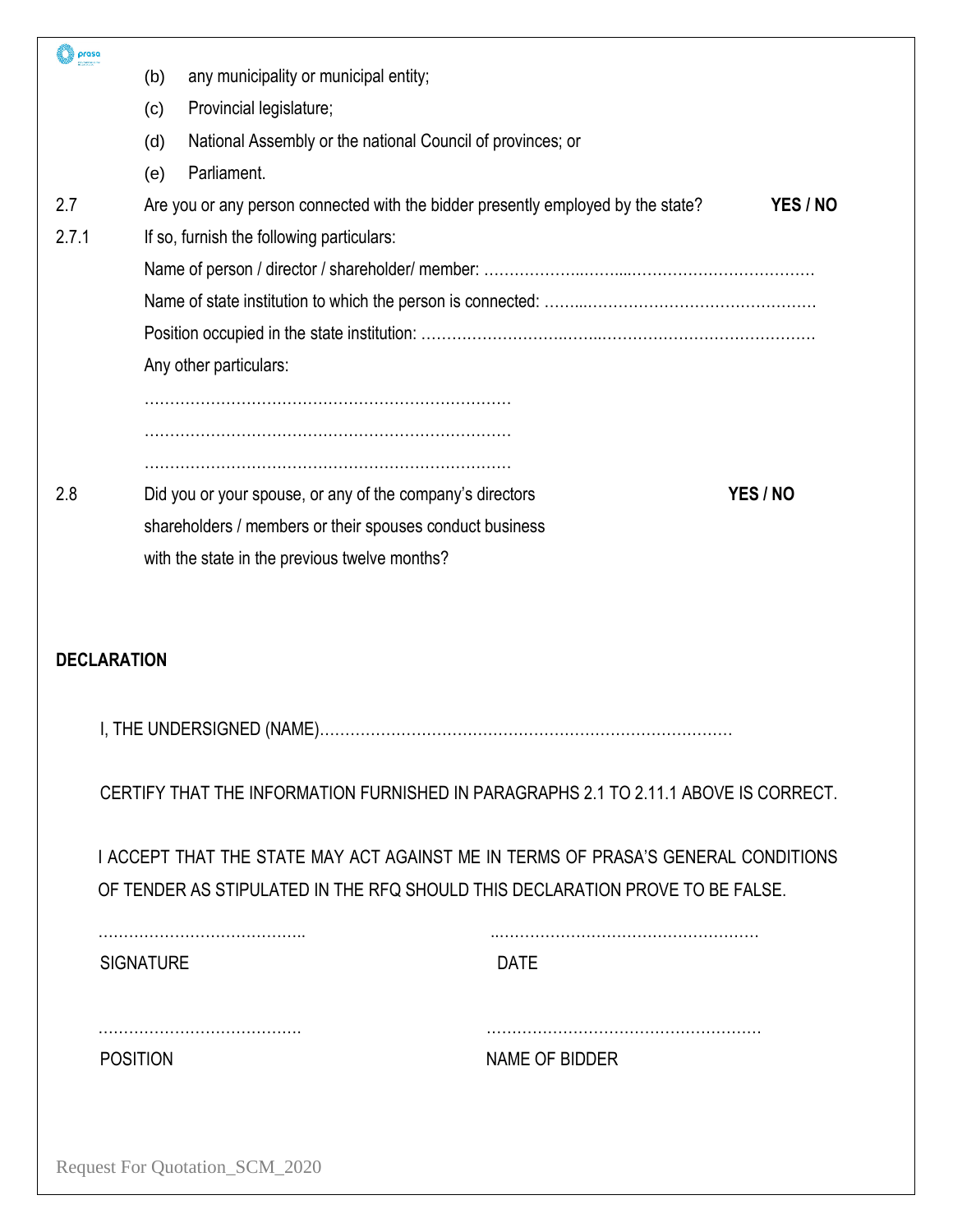(b) any municipality or municipal entity;

(c) Provincial legislature;

(d) National Assembly or the national Council of provinces; or

(e) Parliament.

2.7 Are you or any person connected with the bidder presently employed by the state? **YES / NO**

2.7.1 If so, furnish the following particulars:

Name of person / director / shareholder/ member: ……………………………………………………………

Name of state institution to which the person is connected: ……………………………………………………

Position occupied in the state institution: …………………………………………………………………………

Any other particulars:

………………………………………………………………

………………………………………………………………

………………………………………………………………

2.8 Did you or your spouse, or any of the company's directors shareholders / members or their spouses conduct business with the state in the previous twelve months? **YES / NO**

**DECLARATION**

I, THE UNDERSIGNED (NAME)………………………………………………………………………

CERTIFY THAT THE INFORMATION FURNISHED IN PARAGRAPHS 2.1 TO 2.11.1 ABOVE IS CORRECT.

I ACCEPT THAT THE STATE MAY ACT AGAINST ME IN TERMS OF PRASA'S GENERAL CONDITIONS OF TENDER AS STIPULATED IN THE RFQ SHOULD THIS DECLARATION PROVE TO BE FALSE.

| | |
|---|---|
| ………………………………….. | …………………………………………… |
| SIGNATURE | DATE |
| ………………………………… | …………………………………………… |
| POSITION | NAME OF BIDDER |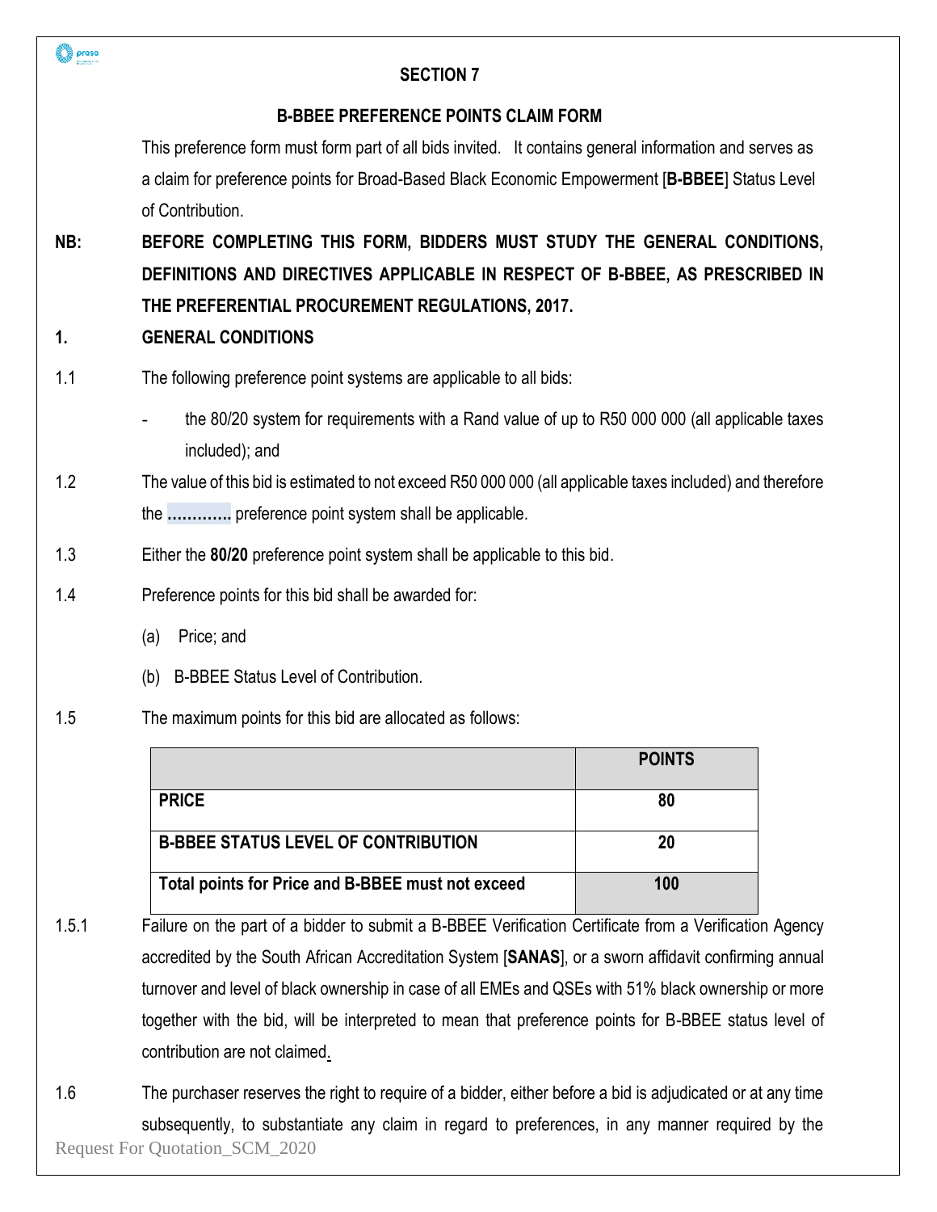## SECTION 7

## B-BBEE PREFERENCE POINTS CLAIM FORM

This preference form must form part of all bids invited. It contains general information and serves as a claim for preference points for Broad-Based Black Economic Empowerment [**B-BBEE**] Status Level of Contribution.

**NB: BEFORE COMPLETING THIS FORM, BIDDERS MUST STUDY THE GENERAL CONDITIONS, DEFINITIONS AND DIRECTIVES APPLICABLE IN RESPECT OF B-BBEE, AS PRESCRIBED IN THE PREFERENTIAL PROCUREMENT REGULATIONS, 2017.**

**1. GENERAL CONDITIONS**

1.1 The following preference point systems are applicable to all bids:

- the 80/20 system for requirements with a Rand value of up to R50 000 000 (all applicable taxes included); and

1.2 The value of this bid is estimated to not exceed R50 000 000 (all applicable taxes included) and therefore the **…………** preference point system shall be applicable.

1.3 Either the **80/20** preference point system shall be applicable to this bid.

1.4 Preference points for this bid shall be awarded for:

(a) Price; and

(b) B-BBEE Status Level of Contribution.

1.5 The maximum points for this bid are allocated as follows:

| | POINTS |
|---|---|
| **PRICE** | **80** |
| **B-BBEE STATUS LEVEL OF CONTRIBUTION** | **20** |
| **Total points for Price and B-BBEE must not exceed** | **100** |

1.5.1 Failure on the part of a bidder to submit a B-BBEE Verification Certificate from a Verification Agency accredited by the South African Accreditation System [**SANAS**], or a sworn affidavit confirming annual turnover and level of black ownership in case of all EMEs and QSEs with 51% black ownership or more together with the bid, will be interpreted to mean that preference points for B-BBEE status level of contribution are not claimed.

1.6 The purchaser reserves the right to require of a bidder, either before a bid is adjudicated or at any time subsequently, to substantiate any claim in regard to preferences, in any manner required by the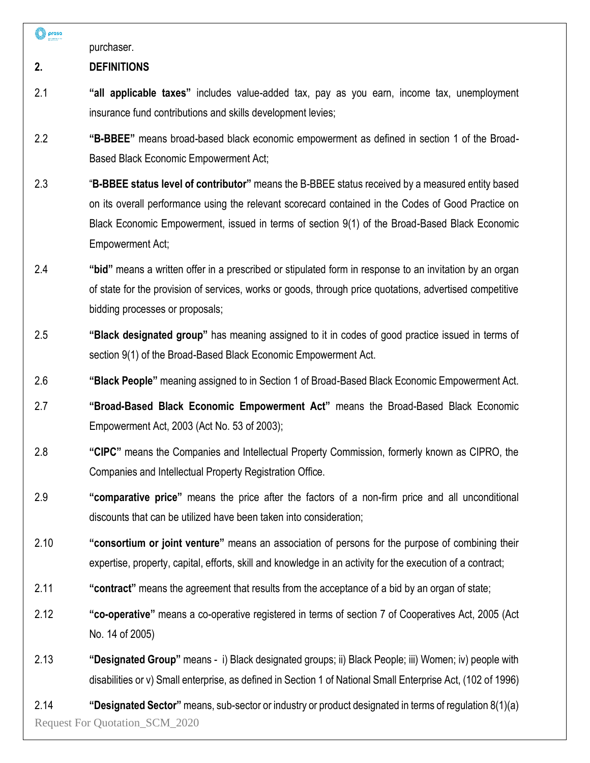purchaser.

## 2. DEFINITIONS

2.1 **"all applicable taxes"** includes value-added tax, pay as you earn, income tax, unemployment insurance fund contributions and skills development levies;

2.2 **"B-BBEE"** means broad-based black economic empowerment as defined in section 1 of the Broad-Based Black Economic Empowerment Act;

2.3 "**B-BBEE status level of contributor"** means the B-BBEE status received by a measured entity based on its overall performance using the relevant scorecard contained in the Codes of Good Practice on Black Economic Empowerment, issued in terms of section 9(1) of the Broad-Based Black Economic Empowerment Act;

2.4 **"bid"** means a written offer in a prescribed or stipulated form in response to an invitation by an organ of state for the provision of services, works or goods, through price quotations, advertised competitive bidding processes or proposals;

2.5 **"Black designated group"** has meaning assigned to it in codes of good practice issued in terms of section 9(1) of the Broad-Based Black Economic Empowerment Act.

2.6 **"Black People"** meaning assigned to in Section 1 of Broad-Based Black Economic Empowerment Act.

2.7 **"Broad-Based Black Economic Empowerment Act"** means the Broad-Based Black Economic Empowerment Act, 2003 (Act No. 53 of 2003);

2.8 **"CIPC"** means the Companies and Intellectual Property Commission, formerly known as CIPRO, the Companies and Intellectual Property Registration Office.

2.9 **"comparative price"** means the price after the factors of a non-firm price and all unconditional discounts that can be utilized have been taken into consideration;

2.10 **"consortium or joint venture"** means an association of persons for the purpose of combining their expertise, property, capital, efforts, skill and knowledge in an activity for the execution of a contract;

2.11 **"contract"** means the agreement that results from the acceptance of a bid by an organ of state;

2.12 **"co-operative"** means a co-operative registered in terms of section 7 of Cooperatives Act, 2005 (Act No. 14 of 2005)

2.13 **"Designated Group"** means - i) Black designated groups; ii) Black People; iii) Women; iv) people with disabilities or v) Small enterprise, as defined in Section 1 of National Small Enterprise Act, (102 of 1996)

2.14 **"Designated Sector"** means, sub-sector or industry or product designated in terms of regulation 8(1)(a)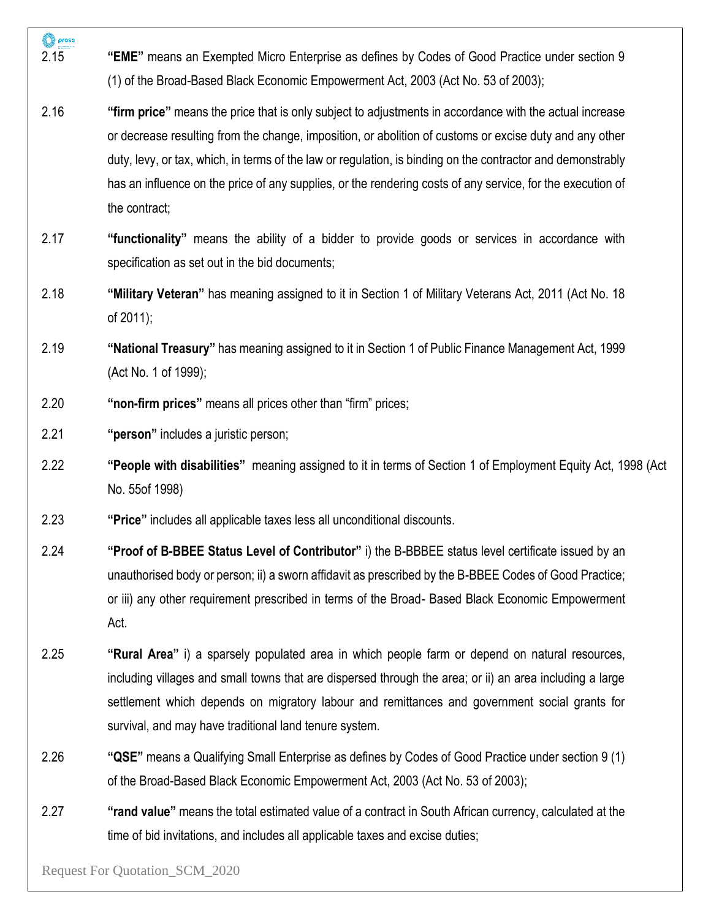2.15 **"EME"** means an Exempted Micro Enterprise as defines by Codes of Good Practice under section 9 (1) of the Broad-Based Black Economic Empowerment Act, 2003 (Act No. 53 of 2003);

2.16 **"firm price"** means the price that is only subject to adjustments in accordance with the actual increase or decrease resulting from the change, imposition, or abolition of customs or excise duty and any other duty, levy, or tax, which, in terms of the law or regulation, is binding on the contractor and demonstrably has an influence on the price of any supplies, or the rendering costs of any service, for the execution of the contract;

2.17 **"functionality"** means the ability of a bidder to provide goods or services in accordance with specification as set out in the bid documents;

2.18 **"Military Veteran"** has meaning assigned to it in Section 1 of Military Veterans Act, 2011 (Act No. 18 of 2011);

2.19 **"National Treasury"** has meaning assigned to it in Section 1 of Public Finance Management Act, 1999 (Act No. 1 of 1999);

2.20 **"non-firm prices"** means all prices other than "firm" prices;

2.21 **"person"** includes a juristic person;

2.22 **"People with disabilities"** meaning assigned to it in terms of Section 1 of Employment Equity Act, 1998 (Act No. 55of 1998)

2.23 **"Price"** includes all applicable taxes less all unconditional discounts.

2.24 **"Proof of B-BBEE Status Level of Contributor"** i) the B-BBBEE status level certificate issued by an unauthorised body or person; ii) a sworn affidavit as prescribed by the B-BBEE Codes of Good Practice; or iii) any other requirement prescribed in terms of the Broad- Based Black Economic Empowerment Act.

2.25 **"Rural Area"** i) a sparsely populated area in which people farm or depend on natural resources, including villages and small towns that are dispersed through the area; or ii) an area including a large settlement which depends on migratory labour and remittances and government social grants for survival, and may have traditional land tenure system.

2.26 **"QSE"** means a Qualifying Small Enterprise as defines by Codes of Good Practice under section 9 (1) of the Broad-Based Black Economic Empowerment Act, 2003 (Act No. 53 of 2003);

2.27 **"rand value"** means the total estimated value of a contract in South African currency, calculated at the time of bid invitations, and includes all applicable taxes and excise duties;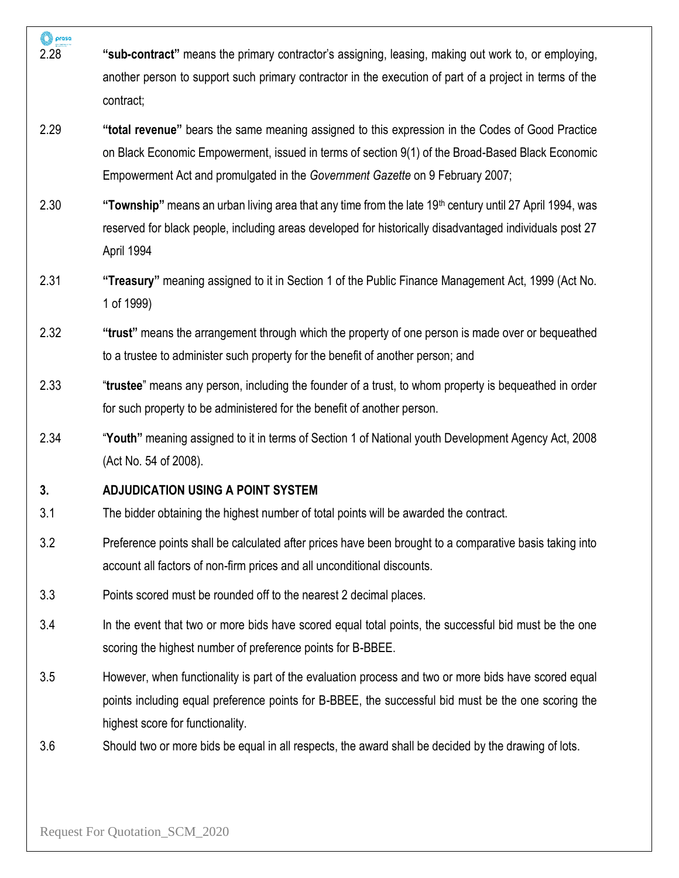2.28 **"sub-contract"** means the primary contractor's assigning, leasing, making out work to, or employing, another person to support such primary contractor in the execution of part of a project in terms of the contract;

2.29 **"total revenue"** bears the same meaning assigned to this expression in the Codes of Good Practice on Black Economic Empowerment, issued in terms of section 9(1) of the Broad-Based Black Economic Empowerment Act and promulgated in the *Government Gazette* on 9 February 2007;

2.30 **"Township"** means an urban living area that any time from the late 19th century until 27 April 1994, was reserved for black people, including areas developed for historically disadvantaged individuals post 27 April 1994

2.31 **"Treasury"** meaning assigned to it in Section 1 of the Public Finance Management Act, 1999 (Act No. 1 of 1999)

2.32 **"trust"** means the arrangement through which the property of one person is made over or bequeathed to a trustee to administer such property for the benefit of another person; and

2.33 "**trustee**" means any person, including the founder of a trust, to whom property is bequeathed in order for such property to be administered for the benefit of another person.

2.34 "**Youth"** meaning assigned to it in terms of Section 1 of National youth Development Agency Act, 2008 (Act No. 54 of 2008).

## 3. ADJUDICATION USING A POINT SYSTEM

3.1 The bidder obtaining the highest number of total points will be awarded the contract.

3.2 Preference points shall be calculated after prices have been brought to a comparative basis taking into account all factors of non-firm prices and all unconditional discounts.

3.3 Points scored must be rounded off to the nearest 2 decimal places.

3.4 In the event that two or more bids have scored equal total points, the successful bid must be the one scoring the highest number of preference points for B-BBEE.

3.5 However, when functionality is part of the evaluation process and two or more bids have scored equal points including equal preference points for B-BBEE, the successful bid must be the one scoring the highest score for functionality.

3.6 Should two or more bids be equal in all respects, the award shall be decided by the drawing of lots.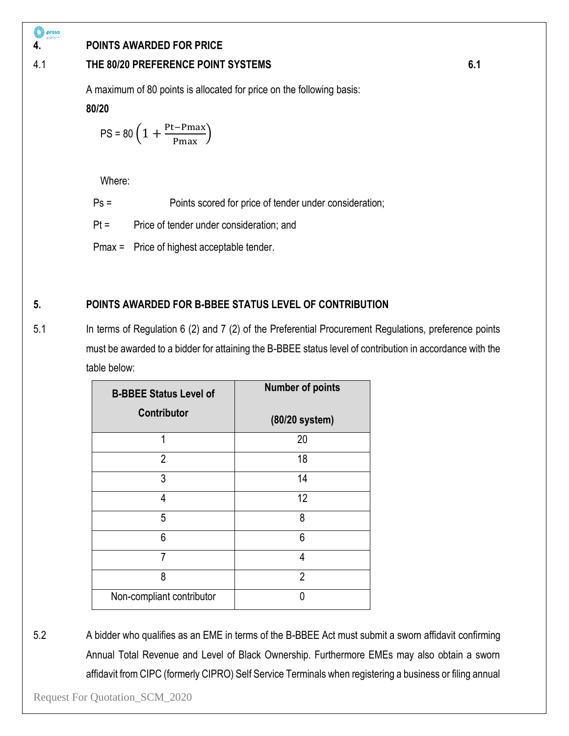## 4. POINTS AWARDED FOR PRICE

### 4.1 THE 80/20 PREFERENCE POINT SYSTEMS 6.1

A maximum of 80 points is allocated for price on the following basis:

**80/20**

$$PS = 80\left(1 + \frac{Pt - Pmax}{Pmax}\right)$$

Where:

Ps = Points scored for price of tender under consideration;

Pt = Price of tender under consideration; and

Pmax = Price of highest acceptable tender.

## 5. POINTS AWARDED FOR B-BBEE STATUS LEVEL OF CONTRIBUTION

5.1 In terms of Regulation 6 (2) and 7 (2) of the Preferential Procurement Regulations, preference points must be awarded to a bidder for attaining the B-BBEE status level of contribution in accordance with the table below:

| B-BBEE Status Level of Contributor | Number of points (80/20 system) |
|---|---|
| 1 | 20 |
| 2 | 18 |
| 3 | 14 |
| 4 | 12 |
| 5 | 8 |
| 6 | 6 |
| 7 | 4 |
| 8 | 2 |
| Non-compliant contributor | 0 |

5.2 A bidder who qualifies as an EME in terms of the B-BBEE Act must submit a sworn affidavit confirming Annual Total Revenue and Level of Black Ownership. Furthermore EMEs may also obtain a sworn affidavit from CIPC (formerly CIPRO) Self Service Terminals when registering a business or filing annual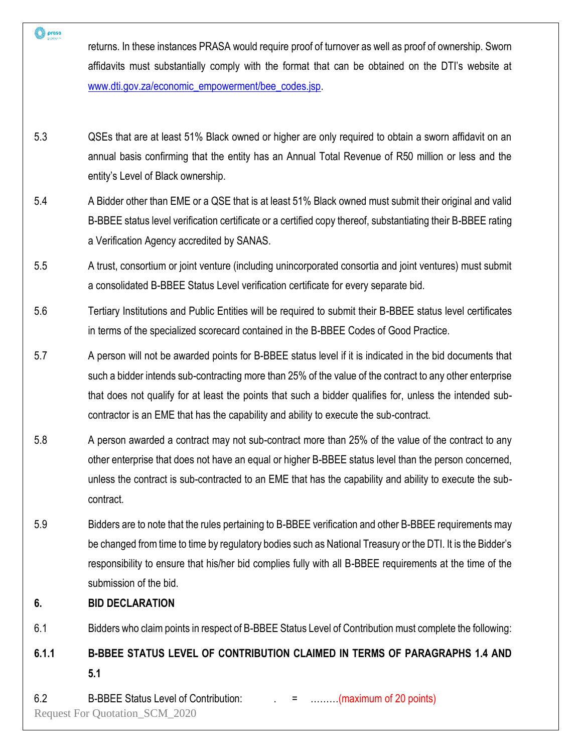returns. In these instances PRASA would require proof of turnover as well as proof of ownership. Sworn affidavits must substantially comply with the format that can be obtained on the DTI's website at www.dti.gov.za/economic_empowerment/bee_codes.jsp.

5.3 QSEs that are at least 51% Black owned or higher are only required to obtain a sworn affidavit on an annual basis confirming that the entity has an Annual Total Revenue of R50 million or less and the entity's Level of Black ownership.

5.4 A Bidder other than EME or a QSE that is at least 51% Black owned must submit their original and valid B-BBEE status level verification certificate or a certified copy thereof, substantiating their B-BBEE rating a Verification Agency accredited by SANAS.

5.5 A trust, consortium or joint venture (including unincorporated consortia and joint ventures) must submit a consolidated B-BBEE Status Level verification certificate for every separate bid.

5.6 Tertiary Institutions and Public Entities will be required to submit their B-BBEE status level certificates in terms of the specialized scorecard contained in the B-BBEE Codes of Good Practice.

5.7 A person will not be awarded points for B-BBEE status level if it is indicated in the bid documents that such a bidder intends sub-contracting more than 25% of the value of the contract to any other enterprise that does not qualify for at least the points that such a bidder qualifies for, unless the intended sub-contractor is an EME that has the capability and ability to execute the sub-contract.

5.8 A person awarded a contract may not sub-contract more than 25% of the value of the contract to any other enterprise that does not have an equal or higher B-BBEE status level than the person concerned, unless the contract is sub-contracted to an EME that has the capability and ability to execute the sub-contract.

5.9 Bidders are to note that the rules pertaining to B-BBEE verification and other B-BBEE requirements may be changed from time to time by regulatory bodies such as National Treasury or the DTI. It is the Bidder's responsibility to ensure that his/her bid complies fully with all B-BBEE requirements at the time of the submission of the bid.

## 6. BID DECLARATION

6.1 Bidders who claim points in respect of B-BBEE Status Level of Contribution must complete the following:

**6.1.1 B-BBEE STATUS LEVEL OF CONTRIBUTION CLAIMED IN TERMS OF PARAGRAPHS 1.4 AND 5.1**

6.2 B-BBEE Status Level of Contribution: . = ………(maximum of 20 points)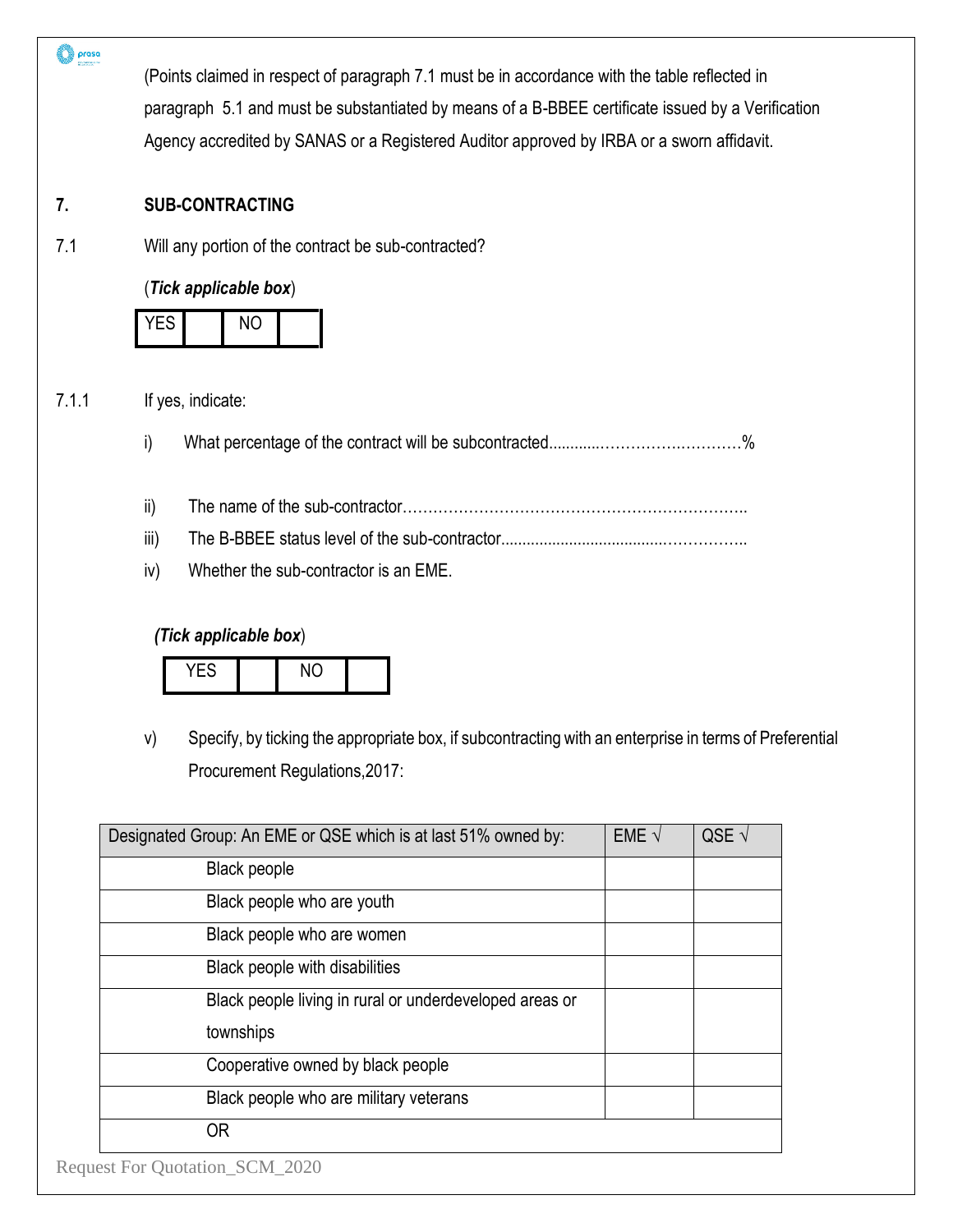(Points claimed in respect of paragraph 7.1 must be in accordance with the table reflected in paragraph 5.1 and must be substantiated by means of a B-BBEE certificate issued by a Verification Agency accredited by SANAS or a Registered Auditor approved by IRBA or a sworn affidavit.

## 7. SUB-CONTRACTING

7.1 Will any portion of the contract be sub-contracted?

(***Tick applicable box***)

| YES | | NO | |
|---|---|---|---|

7.1.1 If yes, indicate:

i) What percentage of the contract will be subcontracted............…………….…………%

ii) The name of the sub-contractor…………………………………………………………..

iii) The B-BBEE status level of the sub-contractor......................................……………..

iv) Whether the sub-contractor is an EME.

(***Tick applicable box***)

| YES | | NO | |
|---|---|---|---|

v) Specify, by ticking the appropriate box, if subcontracting with an enterprise in terms of Preferential Procurement Regulations,2017:

| Designated Group: An EME or QSE which is at last 51% owned by: | EME √ | QSE √ |
|---|---|---|
| Black people | | |
| Black people who are youth | | |
| Black people who are women | | |
| Black people with disabilities | | |
| Black people living in rural or underdeveloped areas or townships | | |
| Cooperative owned by black people | | |
| Black people who are military veterans | | |
| OR | | |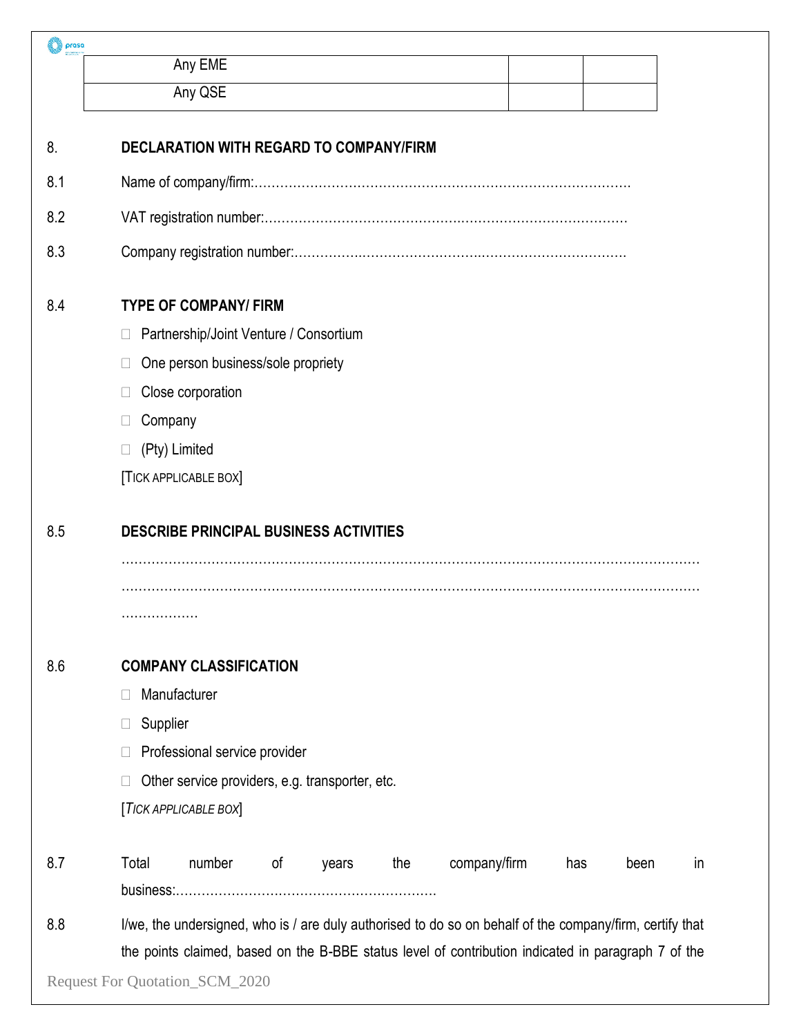| Any EME | | |
|---|---|---|
| Any QSE | | |

8. **DECLARATION WITH REGARD TO COMPANY/FIRM**

8.1 Name of company/firm:……………………………………………………………………………

8.2 VAT registration number:…………………………………………………………………………

8.3 Company registration number:……………………………………………………………………

8.4 **TYPE OF COMPANY/ FIRM**

- ☐ Partnership/Joint Venture / Consortium
- ☐ One person business/sole propriety
- ☐ Close corporation
- ☐ Company
- ☐ (Pty) Limited

[TICK APPLICABLE BOX]

8.5 **DESCRIBE PRINCIPAL BUSINESS ACTIVITIES**

……………………………………………………………………………………………………………
……………………………………………………………………………………………………………
………………

8.6 **COMPANY CLASSIFICATION**

- ☐ Manufacturer
- ☐ Supplier
- ☐ Professional service provider
- ☐ Other service providers, e.g. transporter, etc.

[*TICK APPLICABLE BOX*]

8.7 Total number of years the company/firm has been in business:……………………………………………………

8.8 I/we, the undersigned, who is / are duly authorised to do so on behalf of the company/firm, certify that the points claimed, based on the B-BBE status level of contribution indicated in paragraph 7 of the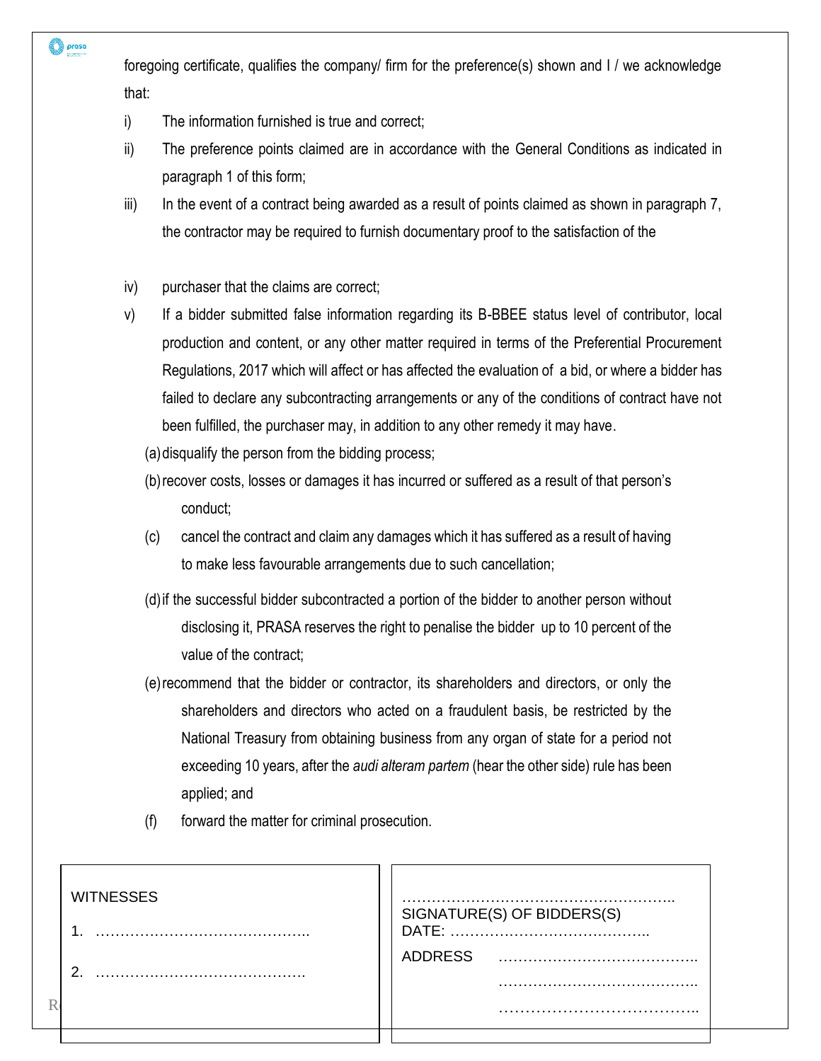foregoing certificate, qualifies the company/ firm for the preference(s) shown and I / we acknowledge that:

i) The information furnished is true and correct;

ii) The preference points claimed are in accordance with the General Conditions as indicated in paragraph 1 of this form;

iii) In the event of a contract being awarded as a result of points claimed as shown in paragraph 7, the contractor may be required to furnish documentary proof to the satisfaction of the

iv) purchaser that the claims are correct;

v) If a bidder submitted false information regarding its B-BBEE status level of contributor, local production and content, or any other matter required in terms of the Preferential Procurement Regulations, 2017 which will affect or has affected the evaluation of a bid, or where a bidder has failed to declare any subcontracting arrangements or any of the conditions of contract have not been fulfilled, the purchaser may, in addition to any other remedy it may have.

(a) disqualify the person from the bidding process;

(b) recover costs, losses or damages it has incurred or suffered as a result of that person's conduct;

(c) cancel the contract and claim any damages which it has suffered as a result of having to make less favourable arrangements due to such cancellation;

(d) if the successful bidder subcontracted a portion of the bidder to another person without disclosing it, PRASA reserves the right to penalise the bidder up to 10 percent of the value of the contract;

(e) recommend that the bidder or contractor, its shareholders and directors, or only the shareholders and directors who acted on a fraudulent basis, be restricted by the National Treasury from obtaining business from any organ of state for a period not exceeding 10 years, after the *audi alteram partem* (hear the other side) rule has been applied; and

(f) forward the matter for criminal prosecution.

| WITNESSES | ………………………………………………….. |
| --- | --- |
| 1. ……………………………………… | SIGNATURE(S) OF BIDDERS(S) |
| | DATE: ………………………………….. |
| 2. ……………………………………. | ADDRESS ………………………………….. |
| | ………………………………….. |
| | ………………………………….. |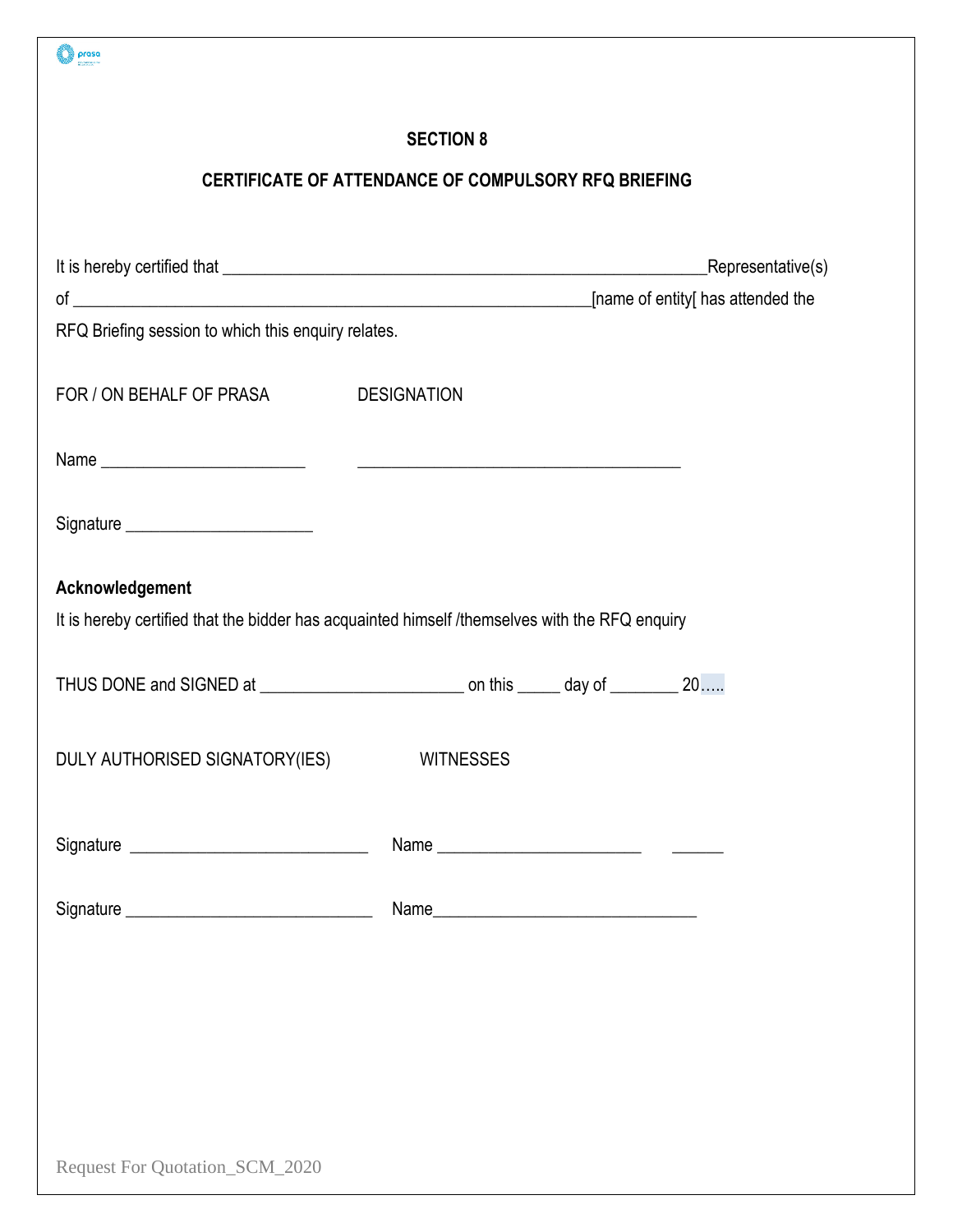## SECTION 8

## CERTIFICATE OF ATTENDANCE OF COMPULSORY RFQ BRIEFING

It is hereby certified that ________________________________________________________Representative(s) of ____________________________________________________________[name of entity[ has attended the RFQ Briefing session to which this enquiry relates.

FOR / ON BEHALF OF PRASA DESIGNATION

Name _______________________ _____________________________________

Signature _____________________

**Acknowledgement**

It is hereby certified that the bidder has acquainted himself /themselves with the RFQ enquiry

THUS DONE and SIGNED at _______________________ on this _____ day of ________ 20…..

DULY AUTHORISED SIGNATORY(IES) WITNESSES

Signature ___________________________ Name _______________________ ______

Signature ____________________________ Name______________________________

Request For Quotation_SCM_2020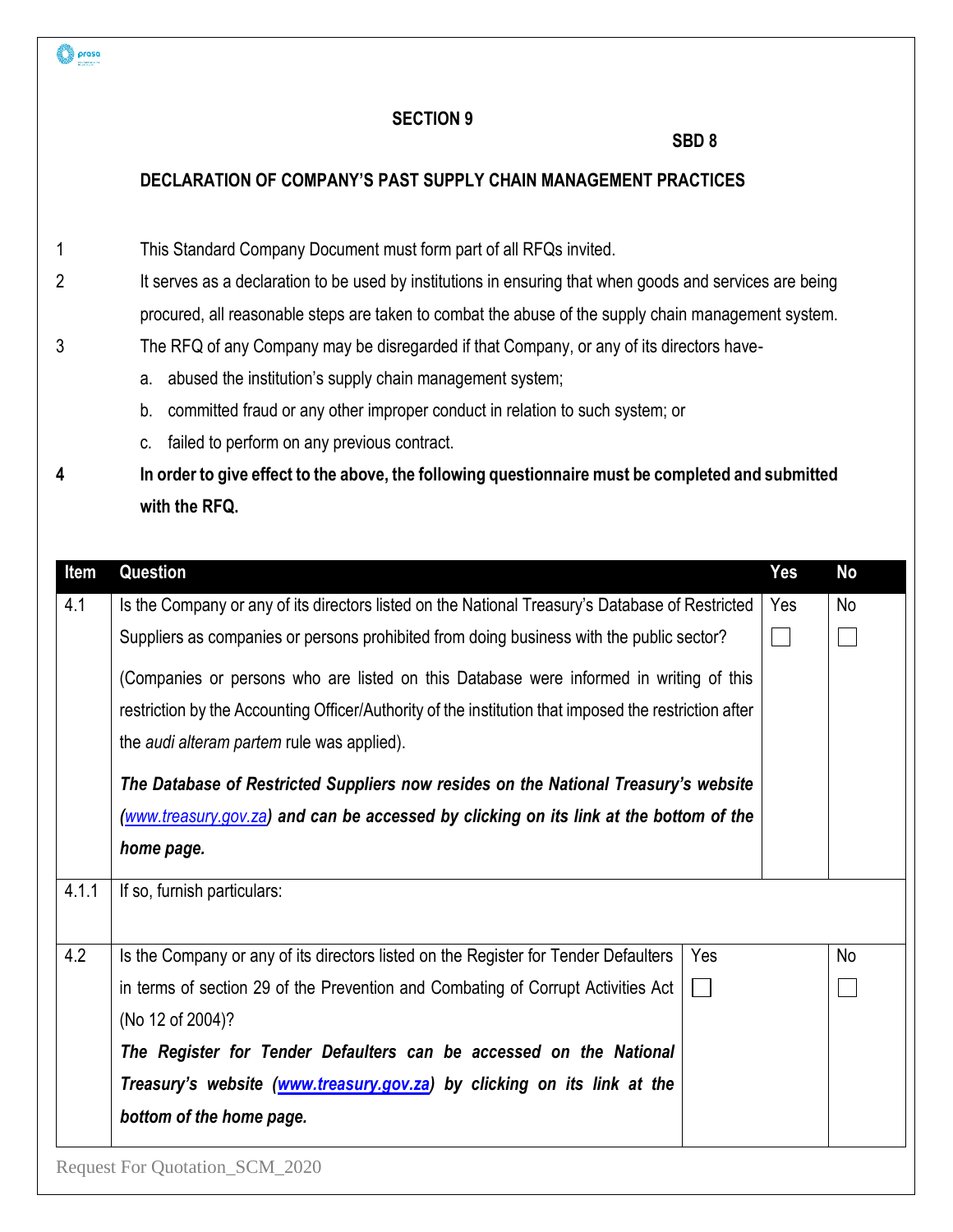## SECTION 9

**SBD 8**

## DECLARATION OF COMPANY'S PAST SUPPLY CHAIN MANAGEMENT PRACTICES

1. This Standard Company Document must form part of all RFQs invited.
2. It serves as a declaration to be used by institutions in ensuring that when goods and services are being procured, all reasonable steps are taken to combat the abuse of the supply chain management system.
3. The RFQ of any Company may be disregarded if that Company, or any of its directors have-
   a. abused the institution's supply chain management system;
   b. committed fraud or any other improper conduct in relation to such system; or
   c. failed to perform on any previous contract.
4. **In order to give effect to the above, the following questionnaire must be completed and submitted with the RFQ.**

| Item | Question | Yes | No |
|---|---|---|---|
| 4.1 | Is the Company or any of its directors listed on the National Treasury's Database of Restricted Suppliers as companies or persons prohibited from doing business with the public sector?<br><br>(Companies or persons who are listed on this Database were informed in writing of this restriction by the Accounting Officer/Authority of the institution that imposed the restriction after the *audi alteram partem* rule was applied).<br><br>***The Database of Restricted Suppliers now resides on the National Treasury's website (www.treasury.gov.za) and can be accessed by clicking on its link at the bottom of the home page.*** | Yes ☐ | No ☐ |
| 4.1.1 | If so, furnish particulars: | | |
| 4.2 | Is the Company or any of its directors listed on the Register for Tender Defaulters in terms of section 29 of the Prevention and Combating of Corrupt Activities Act (No 12 of 2004)?<br>***The Register for Tender Defaulters can be accessed on the National Treasury's website (www.treasury.gov.za) by clicking on its link at the bottom of the home page.*** | Yes ☐ | No ☐ |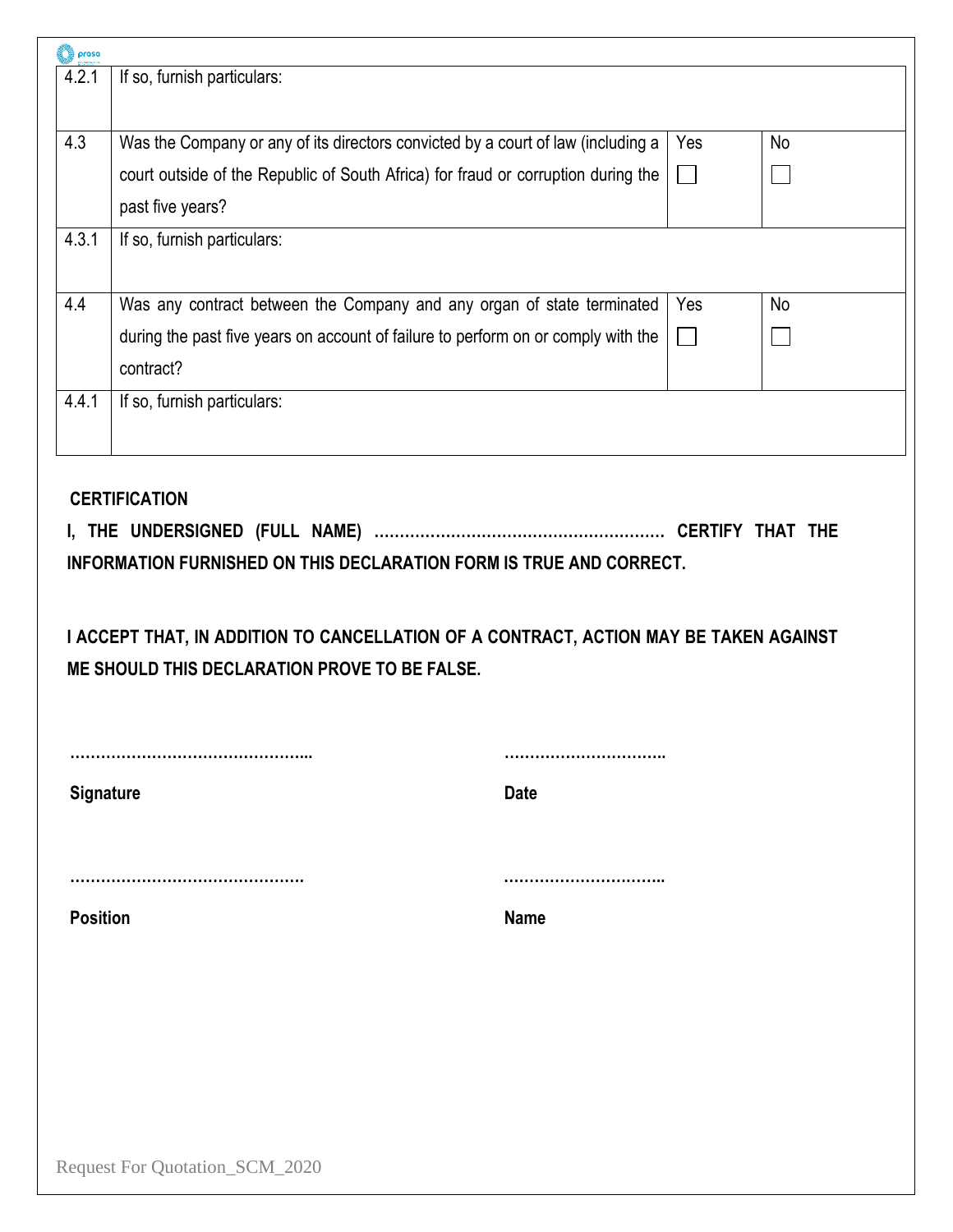| | | | |
|---|---|---|---|
| 4.2.1 | If so, furnish particulars: | | |
| 4.3 | Was the Company or any of its directors convicted by a court of law (including a court outside of the Republic of South Africa) for fraud or corruption during the past five years? | Yes ☐ | No ☐ |
| 4.3.1 | If so, furnish particulars: | | |
| 4.4 | Was any contract between the Company and any organ of state terminated during the past five years on account of failure to perform on or comply with the contract? | Yes ☐ | No ☐ |
| 4.4.1 | If so, furnish particulars: | | |

**CERTIFICATION**

**I, THE UNDERSIGNED (FULL NAME) ………………………………………………… CERTIFY THAT THE INFORMATION FURNISHED ON THIS DECLARATION FORM IS TRUE AND CORRECT.**

**I ACCEPT THAT, IN ADDITION TO CANCELLATION OF A CONTRACT, ACTION MAY BE TAKEN AGAINST ME SHOULD THIS DECLARATION PROVE TO BE FALSE.**

……………………………………….. ………………………….

**Signature** **Date**

………………………………………. ………………………….

**Position** **Name**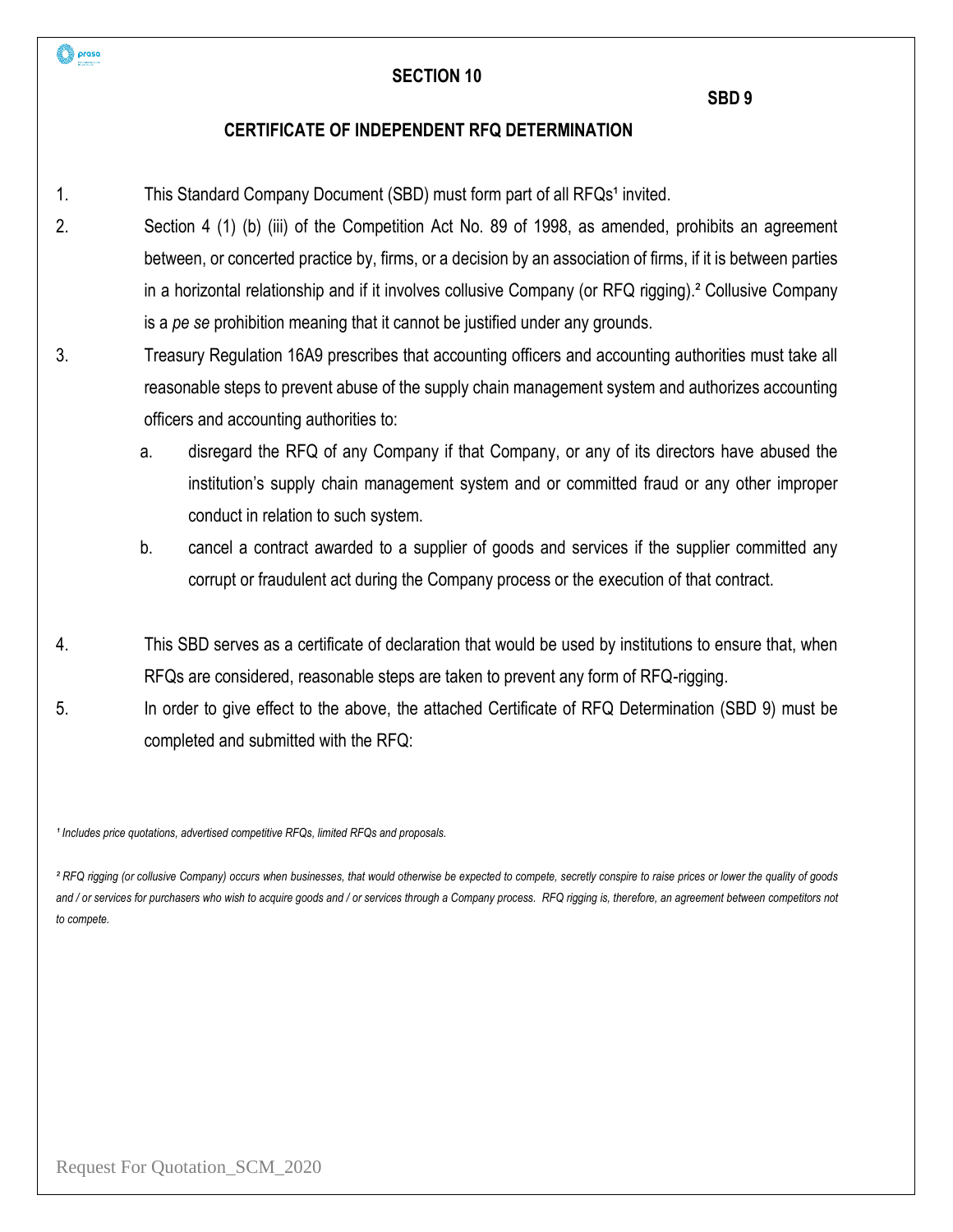# SECTION 10

**SBD 9**

## CERTIFICATE OF INDEPENDENT RFQ DETERMINATION

1. This Standard Company Document (SBD) must form part of all RFQs[1] invited.
2. Section 4 (1) (b) (iii) of the Competition Act No. 89 of 1998, as amended, prohibits an agreement between, or concerted practice by, firms, or a decision by an association of firms, if it is between parties in a horizontal relationship and if it involves collusive Company (or RFQ rigging).[2] Collusive Company is a *pe se* prohibition meaning that it cannot be justified under any grounds.
3. Treasury Regulation 16A9 prescribes that accounting officers and accounting authorities must take all reasonable steps to prevent abuse of the supply chain management system and authorizes accounting officers and accounting authorities to:
   a. disregard the RFQ of any Company if that Company, or any of its directors have abused the institution's supply chain management system and or committed fraud or any other improper conduct in relation to such system.
   b. cancel a contract awarded to a supplier of goods and services if the supplier committed any corrupt or fraudulent act during the Company process or the execution of that contract.
4. This SBD serves as a certificate of declaration that would be used by institutions to ensure that, when RFQs are considered, reasonable steps are taken to prevent any form of RFQ-rigging.
5. In order to give effect to the above, the attached Certificate of RFQ Determination (SBD 9) must be completed and submitted with the RFQ:

*[1] Includes price quotations, advertised competitive RFQs, limited RFQs and proposals.*

*[2] RFQ rigging (or collusive Company) occurs when businesses, that would otherwise be expected to compete, secretly conspire to raise prices or lower the quality of goods and / or services for purchasers who wish to acquire goods and / or services through a Company process. RFQ rigging is, therefore, an agreement between competitors not to compete.*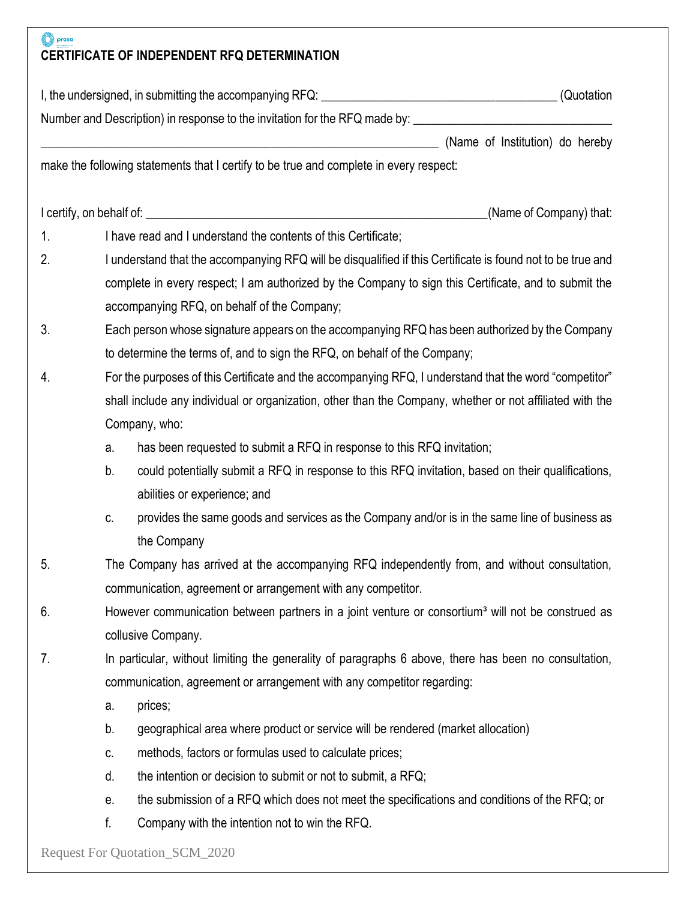# CERTIFICATE OF INDEPENDENT RFQ DETERMINATION

I, the undersigned, in submitting the accompanying RFQ: ______________________________________ (Quotation Number and Description) in response to the invitation for the RFQ made by: ________________________________ _______________________________________________________________ (Name of Institution) do hereby make the following statements that I certify to be true and complete in every respect:

I certify, on behalf of: _______________________________________________________(Name of Company) that:

1. I have read and I understand the contents of this Certificate;
2. I understand that the accompanying RFQ will be disqualified if this Certificate is found not to be true and complete in every respect; I am authorized by the Company to sign this Certificate, and to submit the accompanying RFQ, on behalf of the Company;
3. Each person whose signature appears on the accompanying RFQ has been authorized by the Company to determine the terms of, and to sign the RFQ, on behalf of the Company;
4. For the purposes of this Certificate and the accompanying RFQ, I understand that the word "competitor" shall include any individual or organization, other than the Company, whether or not affiliated with the Company, who:
   a. has been requested to submit a RFQ in response to this RFQ invitation;
   b. could potentially submit a RFQ in response to this RFQ invitation, based on their qualifications, abilities or experience; and
   c. provides the same goods and services as the Company and/or is in the same line of business as the Company
5. The Company has arrived at the accompanying RFQ independently from, and without consultation, communication, agreement or arrangement with any competitor.
6. However communication between partners in a joint venture or consortium[3] will not be construed as collusive Company.
7. In particular, without limiting the generality of paragraphs 6 above, there has been no consultation, communication, agreement or arrangement with any competitor regarding:
   a. prices;
   b. geographical area where product or service will be rendered (market allocation)
   c. methods, factors or formulas used to calculate prices;
   d. the intention or decision to submit or not to submit, a RFQ;
   e. the submission of a RFQ which does not meet the specifications and conditions of the RFQ; or
   f. Company with the intention not to win the RFQ.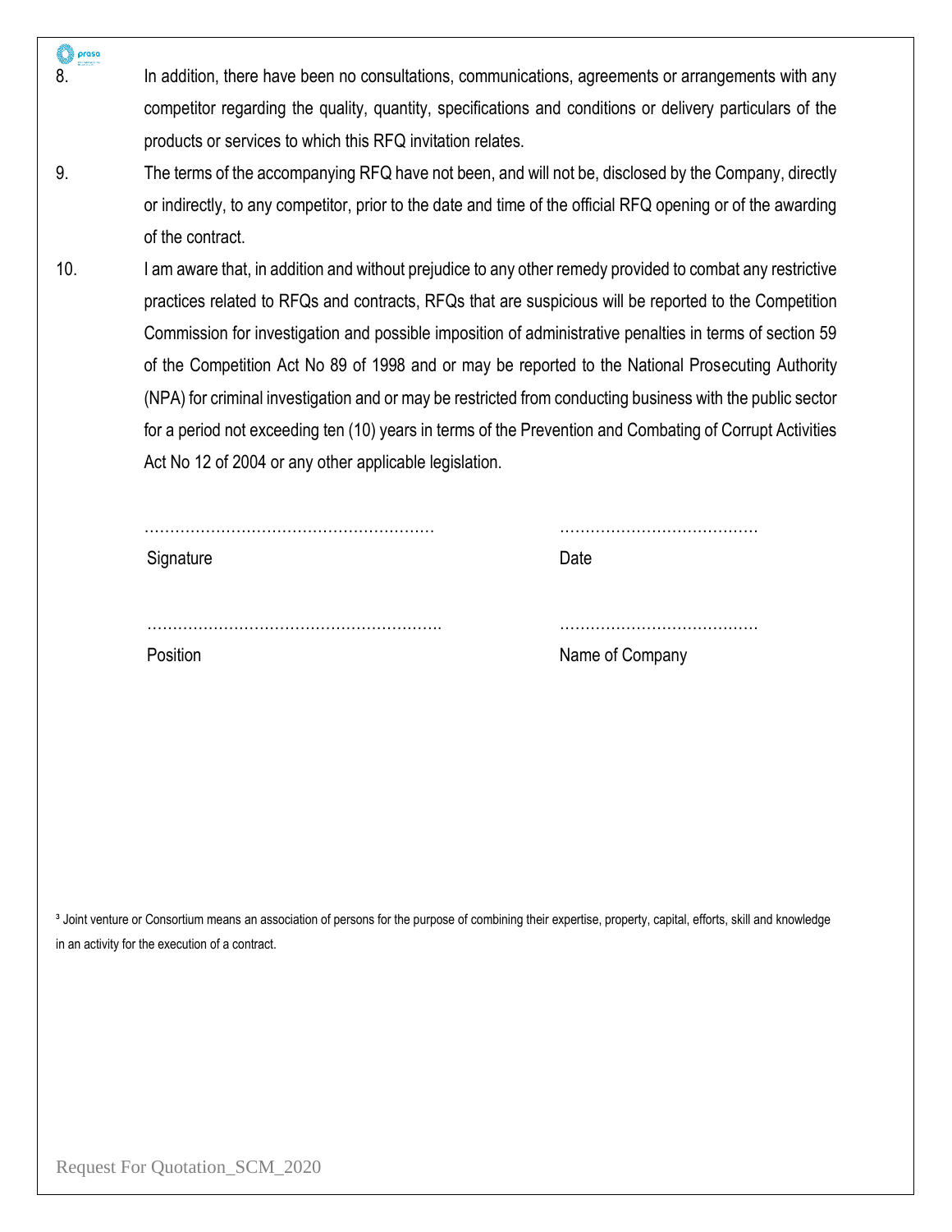8. In addition, there have been no consultations, communications, agreements or arrangements with any competitor regarding the quality, quantity, specifications and conditions or delivery particulars of the products or services to which this RFQ invitation relates.

9. The terms of the accompanying RFQ have not been, and will not be, disclosed by the Company, directly or indirectly, to any competitor, prior to the date and time of the official RFQ opening or of the awarding of the contract.

10. I am aware that, in addition and without prejudice to any other remedy provided to combat any restrictive practices related to RFQs and contracts, RFQs that are suspicious will be reported to the Competition Commission for investigation and possible imposition of administrative penalties in terms of section 59 of the Competition Act No 89 of 1998 and or may be reported to the National Prosecuting Authority (NPA) for criminal investigation and or may be restricted from conducting business with the public sector for a period not exceeding ten (10) years in terms of the Prevention and Combating of Corrupt Activities Act No 12 of 2004 or any other applicable legislation.

………………………………………………… ………………………………… 

Signature Date

………………………………………………… …………………………………

Position Name of Company

[3] Joint venture or Consortium means an association of persons for the purpose of combining their expertise, property, capital, efforts, skill and knowledge in an activity for the execution of a contract.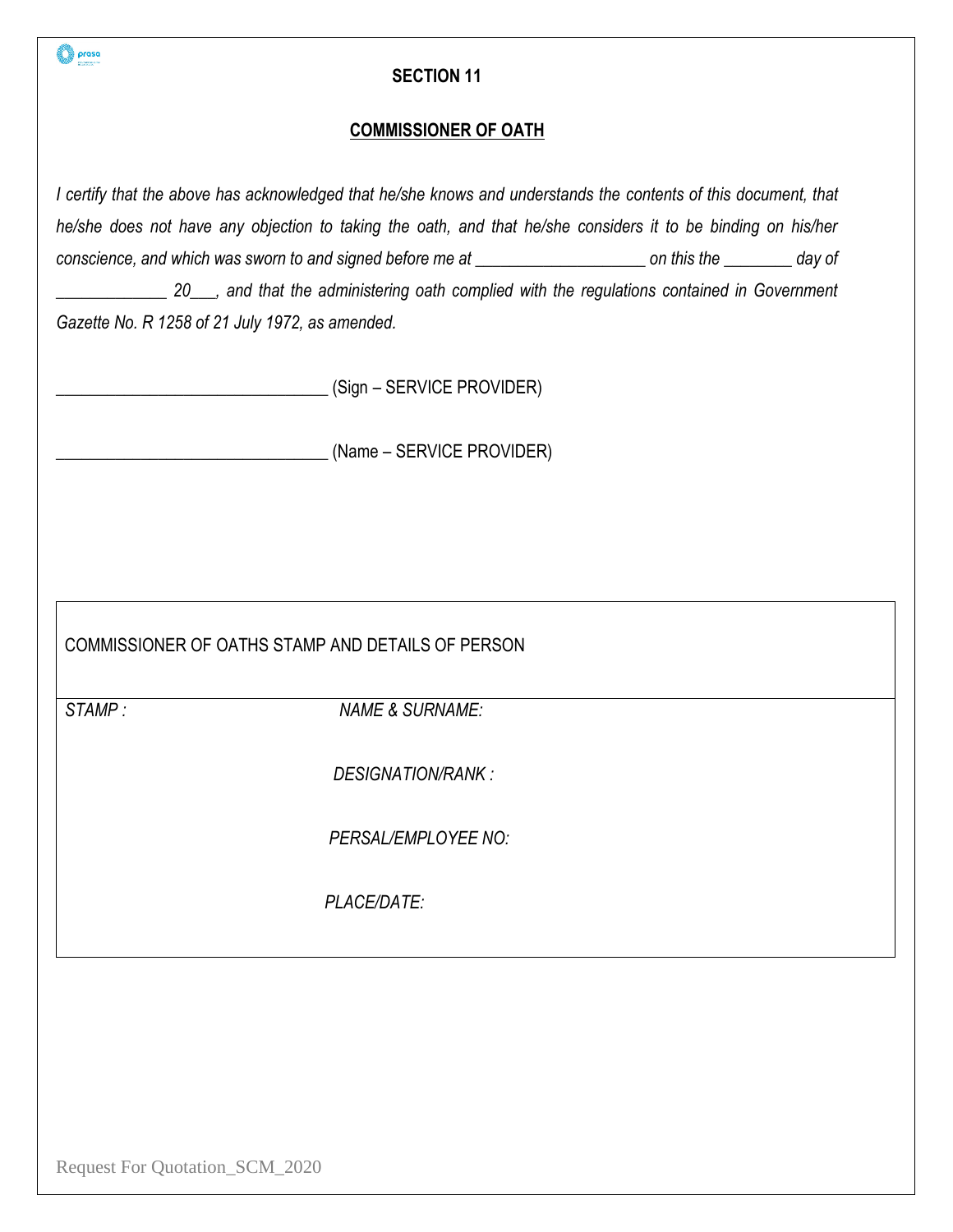## SECTION 11

## COMMISSIONER OF OATH

*I certify that the above has acknowledged that he/she knows and understands the contents of this document, that he/she does not have any objection to taking the oath, and that he/she considers it to be binding on his/her conscience, and which was sworn to and signed before me at ____________________ on this the ________ day of _____________ 20___, and that the administering oath complied with the regulations contained in Government Gazette No. R 1258 of 21 July 1972, as amended.*

_________________________________ (Sign – SERVICE PROVIDER)

_________________________________ (Name – SERVICE PROVIDER)

| COMMISSIONER OF OATHS STAMP AND DETAILS OF PERSON | |
|---|---|
| *STAMP :* | *NAME & SURNAME:* |
| | *DESIGNATION/RANK :* |
| | *PERSAL/EMPLOYEE NO:* |
| | *PLACE/DATE:* |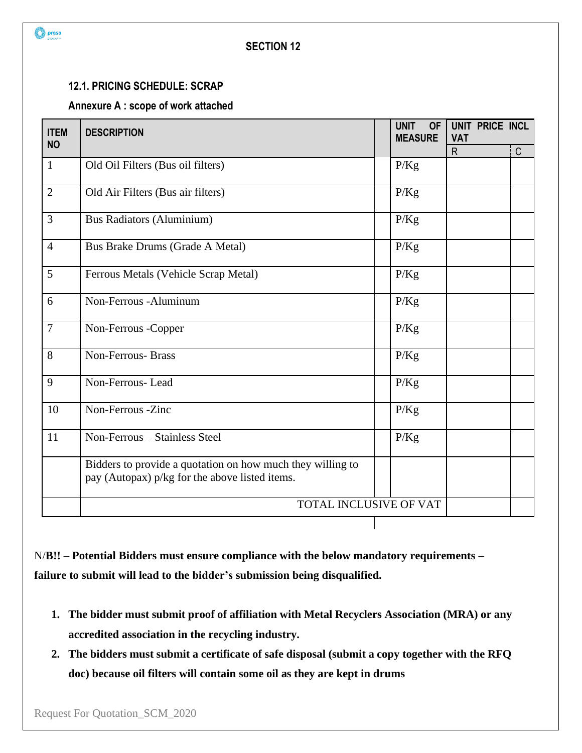## SECTION 12

### 12.1. PRICING SCHEDULE: SCRAP

**Annexure A : scope of work attached**

| ITEM NO | DESCRIPTION | | UNIT OF MEASURE | UNIT PRICE INCL VAT | |
|---|---|---|---|---|---|
| | | | | R | C |
| 1 | Old Oil Filters (Bus oil filters) | | P/Kg | | |
| 2 | Old Air Filters (Bus air filters) | | P/Kg | | |
| 3 | Bus Radiators (Aluminium) | | P/Kg | | |
| 4 | Bus Brake Drums (Grade A Metal) | | P/Kg | | |
| 5 | Ferrous Metals (Vehicle Scrap Metal) | | P/Kg | | |
| 6 | Non-Ferrous -Aluminum | | P/Kg | | |
| 7 | Non-Ferrous -Copper | | P/Kg | | |
| 8 | Non-Ferrous- Brass | | P/Kg | | |
| 9 | Non-Ferrous- Lead | | P/Kg | | |
| 10 | Non-Ferrous -Zinc | | P/Kg | | |
| 11 | Non-Ferrous – Stainless Steel | | P/Kg | | |
| | Bidders to provide a quotation on how much they willing to pay (Autopax) p/kg for the above listed items. | | | | |
| | TOTAL INCLUSIVE OF VAT | | | | |

N/**B!! – Potential Bidders must ensure compliance with the below mandatory requirements – failure to submit will lead to the bidder's submission being disqualified.**

1. **The bidder must submit proof of affiliation with Metal Recyclers Association (MRA) or any accredited association in the recycling industry.**
2. **The bidders must submit a certificate of safe disposal (submit a copy together with the RFQ doc) because oil filters will contain some oil as they are kept in drums**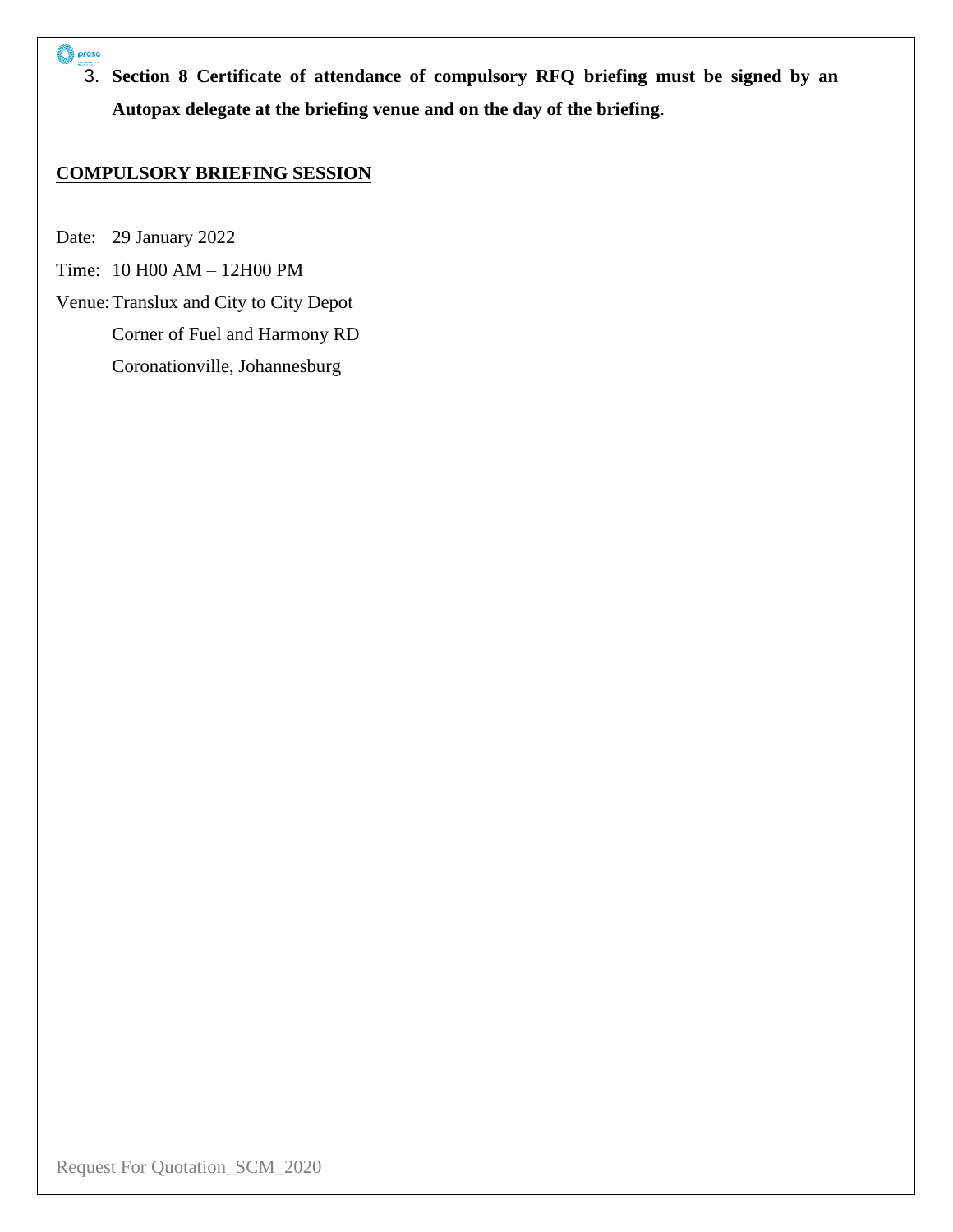3. **Section 8 Certificate of attendance of compulsory RFQ briefing must be signed by an Autopax delegate at the briefing venue and on the day of the briefing**.

**<u>COMPULSORY BRIEFING SESSION</u>**

Date: 29 January 2022

Time: 10 H00 AM – 12H00 PM

Venue: Translux and City to City Depot
Corner of Fuel and Harmony RD
Coronationville, Johannesburg